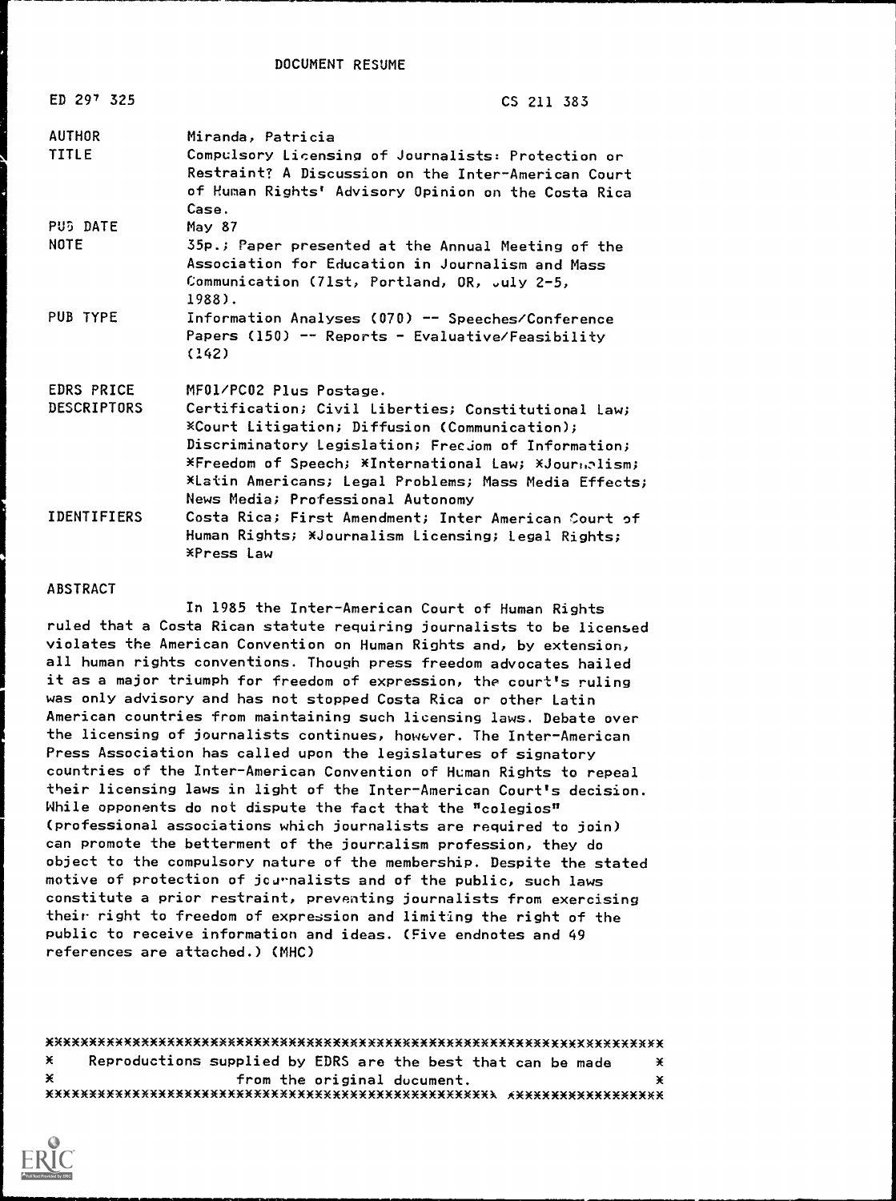DOCUMENT RESUME

| | |
|---|---|
| ED 297 325 | CS 211 383 |
| AUTHOR | Miranda, Patricia |
| TITLE | Compulsory Licensing of Journalists: Protection or Restraint? A Discussion on the Inter-American Court of Human Rights' Advisory Opinion on the Costa Rica Case. |
| PUB DATE | May 87 |
| NOTE | 35p.; Paper presented at the Annual Meeting of the Association for Education in Journalism and Mass Communication (71st, Portland, OR, July 2-5, 1988). |
| PUB TYPE | Information Analyses (070) -- Speeches/Conference Papers (150) -- Reports - Evaluative/Feasibility (142) |
| EDRS PRICE | MF01/PC02 Plus Postage. |
| DESCRIPTORS | Certification; Civil Liberties; Constitutional Law; *Court Litigation; Diffusion (Communication); Discriminatory Legislation; Freedom of Information; *Freedom of Speech; *International Law; *Journalism; *Latin Americans; Legal Problems; Mass Media Effects; News Media; Professional Autonomy |
| IDENTIFIERS | Costa Rica; First Amendment; Inter American Court of Human Rights; *Journalism Licensing; Legal Rights; *Press Law |

## ABSTRACT

In 1985 the Inter-American Court of Human Rights ruled that a Costa Rican statute requiring journalists to be licensed violates the American Convention on Human Rights and, by extension, all human rights conventions. Though press freedom advocates hailed it as a major triumph for freedom of expression, the court's ruling was only advisory and has not stopped Costa Rica or other Latin American countries from maintaining such licensing laws. Debate over the licensing of journalists continues, however. The Inter-American Press Association has called upon the legislatures of signatory countries of the Inter-American Convention of Human Rights to repeal their licensing laws in light of the Inter-American Court's decision. While opponents do not dispute the fact that the "colegios" (professional associations which journalists are required to join) can promote the betterment of the journalism profession, they do object to the compulsory nature of the membership. Despite the stated motive of protection of journalists and of the public, such laws constitute a prior restraint, preventing journalists from exercising their right to freedom of expression and limiting the right of the public to receive information and ideas. (Five endnotes and 49 references are attached.) (MHC)

***********************************************************************
* Reproductions supplied by EDRS are the best that can be made *
* from the original document. *
***********************************************************************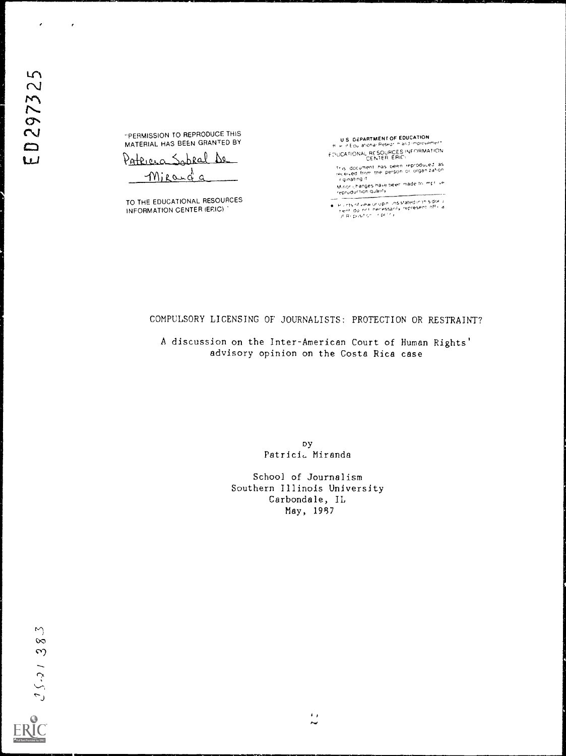ED297325

"PERMISSION TO REPRODUCE THIS MATERIAL HAS BEEN GRANTED BY

Patricia Sobral De Miranda

TO THE EDUCATIONAL RESOURCES INFORMATION CENTER (ERIC)."

U.S. DEPARTMENT OF EDUCATION
Office of Educational Research and Improvement
EDUCATIONAL RESOURCES INFORMATION CENTER (ERIC)

This document has been reproduced as received from the person or organization originating it.

Minor changes have been made to improve reproduction quality.

Points of view or opinions stated in this document do not necessarily represent official OERI position or policy.

# COMPULSORY LICENSING OF JOURNALISTS: PROTECTION OR RESTRAINT?

## A discussion on the Inter-American Court of Human Rights' advisory opinion on the Costa Rica case

by
Patricia Miranda

School of Journalism
Southern Illinois University
Carbondale, IL
May, 1987

CS21383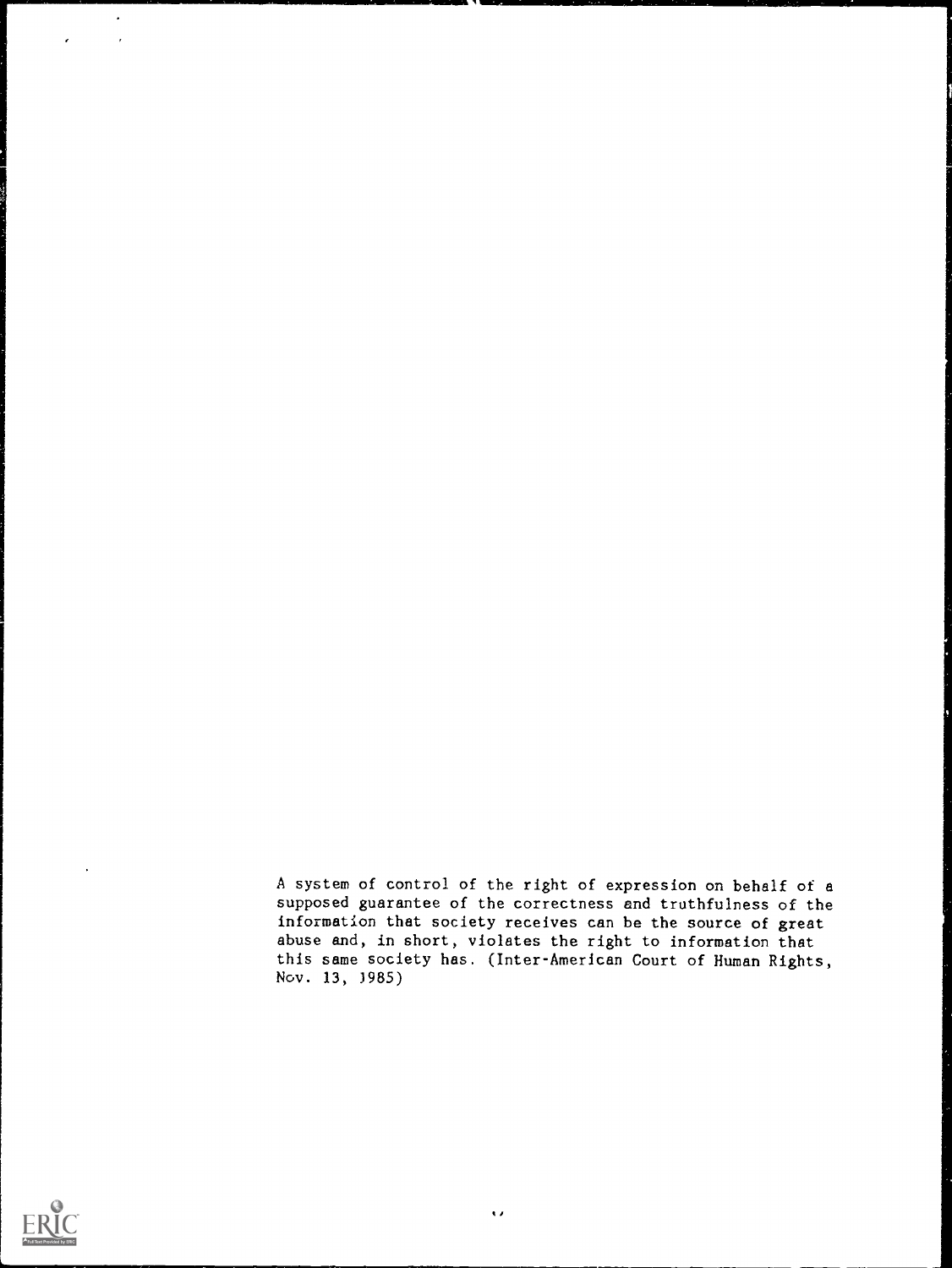A system of control of the right of expression on behalf of a supposed guarantee of the correctness and truthfulness of the information that society receives can be the source of great abuse and, in short, violates the right to information that this same society has. (Inter-American Court of Human Rights, Nov. 13, 1985)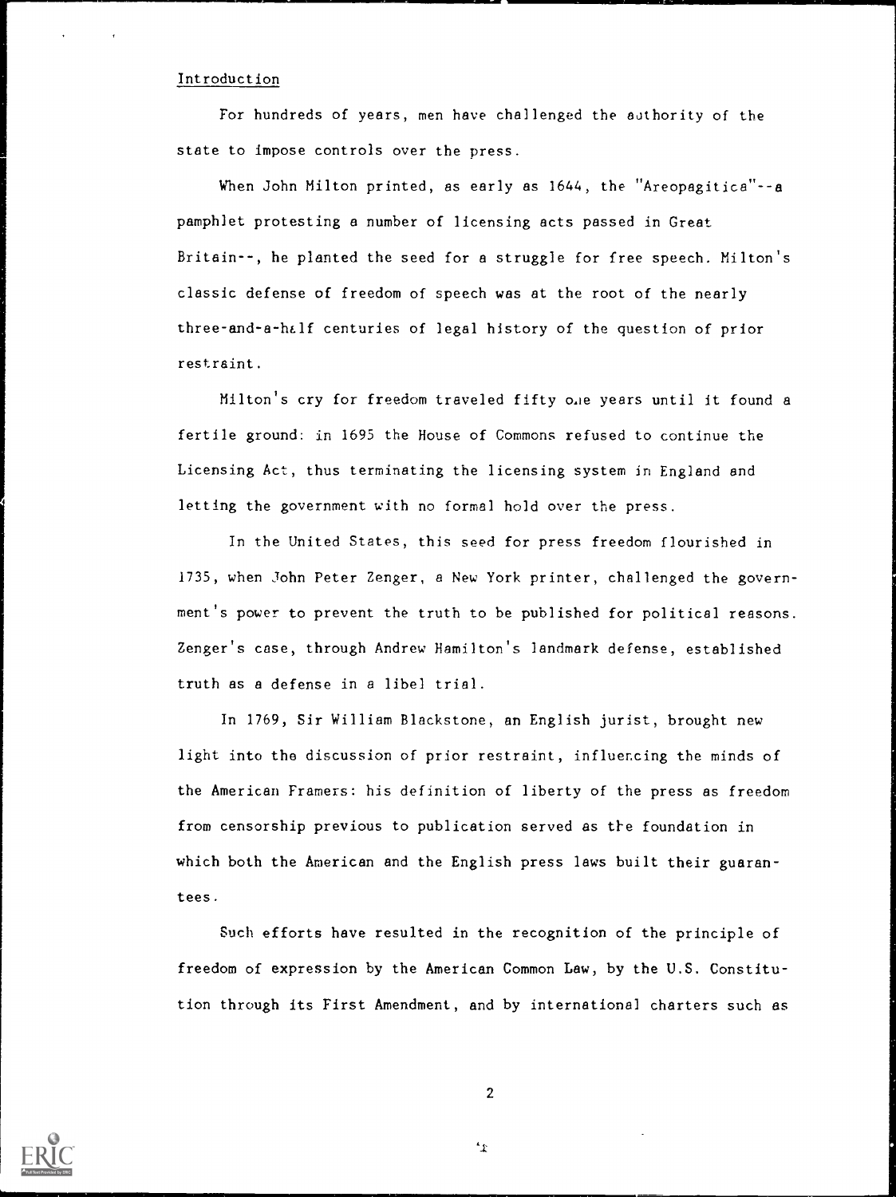Introduction

For hundreds of years, men have challenged the authority of the state to impose controls over the press.

When John Milton printed, as early as 1644, the "Areopagitica"--a pamphlet protesting a number of licensing acts passed in Great Britain--, he planted the seed for a struggle for free speech. Milton's classic defense of freedom of speech was at the root of the nearly three-and-a-half centuries of legal history of the question of prior restraint.

Milton's cry for freedom traveled fifty one years until it found a fertile ground: in 1695 the House of Commons refused to continue the Licensing Act, thus terminating the licensing system in England and letting the government with no formal hold over the press.

In the United States, this seed for press freedom flourished in 1735, when John Peter Zenger, a New York printer, challenged the government's power to prevent the truth to be published for political reasons. Zenger's case, through Andrew Hamilton's landmark defense, established truth as a defense in a libel trial.

In 1769, Sir William Blackstone, an English jurist, brought new light into the discussion of prior restraint, influencing the minds of the American Framers: his definition of liberty of the press as freedom from censorship previous to publication served as the foundation in which both the American and the English press laws built their guarantees.

Such efforts have resulted in the recognition of the principle of freedom of expression by the American Common Law, by the U.S. Constitution through its First Amendment, and by international charters such as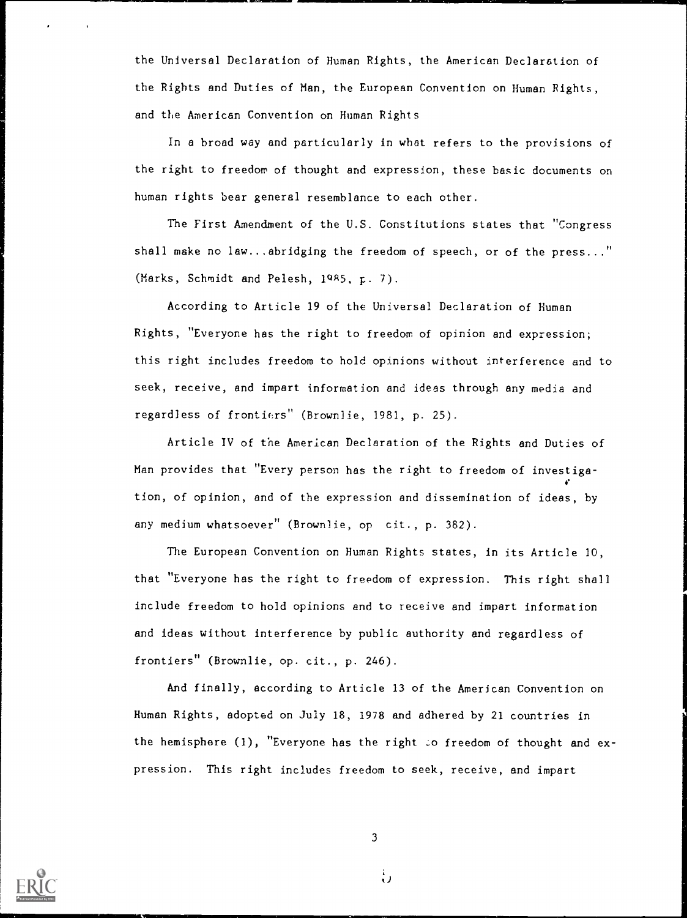the Universal Declaration of Human Rights, the American Declaration of the Rights and Duties of Man, the European Convention on Human Rights, and the American Convention on Human Rights

In a broad way and particularly in what refers to the provisions of the right to freedom of thought and expression, these basic documents on human rights bear general resemblance to each other.

The First Amendment of the U.S. Constitutions states that "Congress shall make no law...abridging the freedom of speech, or of the press..." (Marks, Schmidt and Pelesh, 1985, p. 7).

According to Article 19 of the Universal Declaration of Human Rights, "Everyone has the right to freedom of opinion and expression; this right includes freedom to hold opinions without interference and to seek, receive, and impart information and ideas through any media and regardless of frontiers" (Brownlie, 1981, p. 25).

Article IV of the American Declaration of the Rights and Duties of Man provides that "Every person has the right to freedom of investigation, of opinion, and of the expression and dissemination of ideas, by any medium whatsoever" (Brownlie, op. cit., p. 382).

The European Convention on Human Rights states, in its Article 10, that "Everyone has the right to freedom of expression. This right shall include freedom to hold opinions and to receive and impart information and ideas without interference by public authority and regardless of frontiers" (Brownlie, op. cit., p. 246).

And finally, according to Article 13 of the American Convention on Human Rights, adopted on July 18, 1978 and adhered by 21 countries in the hemisphere (1), "Everyone has the right to freedom of thought and expression. This right includes freedom to seek, receive, and impart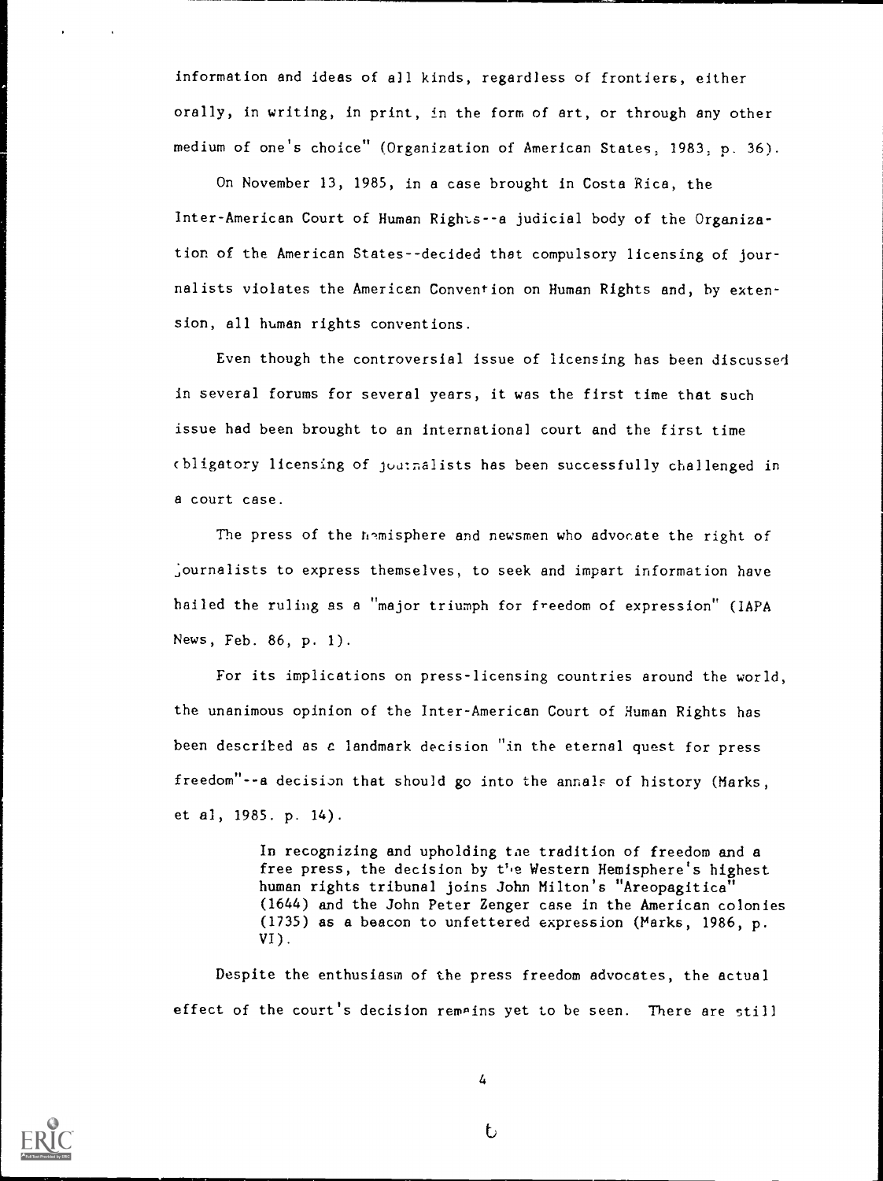information and ideas of all kinds, regardless of frontiers, either orally, in writing, in print, in the form of art, or through any other medium of one's choice" (Organization of American States, 1983, p. 36).

On November 13, 1985, in a case brought in Costa Rica, the Inter-American Court of Human Rights--a judicial body of the Organization of the American States--decided that compulsory licensing of journalists violates the American Convention on Human Rights and, by extension, all human rights conventions.

Even though the controversial issue of licensing has been discussed in several forums for several years, it was the first time that such issue had been brought to an international court and the first time obligatory licensing of journalists has been successfully challenged in a court case.

The press of the hemisphere and newsmen who advocate the right of journalists to express themselves, to seek and impart information have hailed the ruling as a "major triumph for freedom of expression" (IAPA News, Feb. 86, p. 1).

For its implications on press-licensing countries around the world, the unanimous opinion of the Inter-American Court of Human Rights has been described as a landmark decision "in the eternal quest for press freedom"--a decision that should go into the annals of history (Marks, et al, 1985. p. 14).

> In recognizing and upholding the tradition of freedom and a free press, the decision by the Western Hemisphere's highest human rights tribunal joins John Milton's "Areopagitica" (1644) and the John Peter Zenger case in the American colonies (1735) as a beacon to unfettered expression (Marks, 1986, p. VI).

Despite the enthusiasm of the press freedom advocates, the actual effect of the court's decision remains yet to be seen. There are still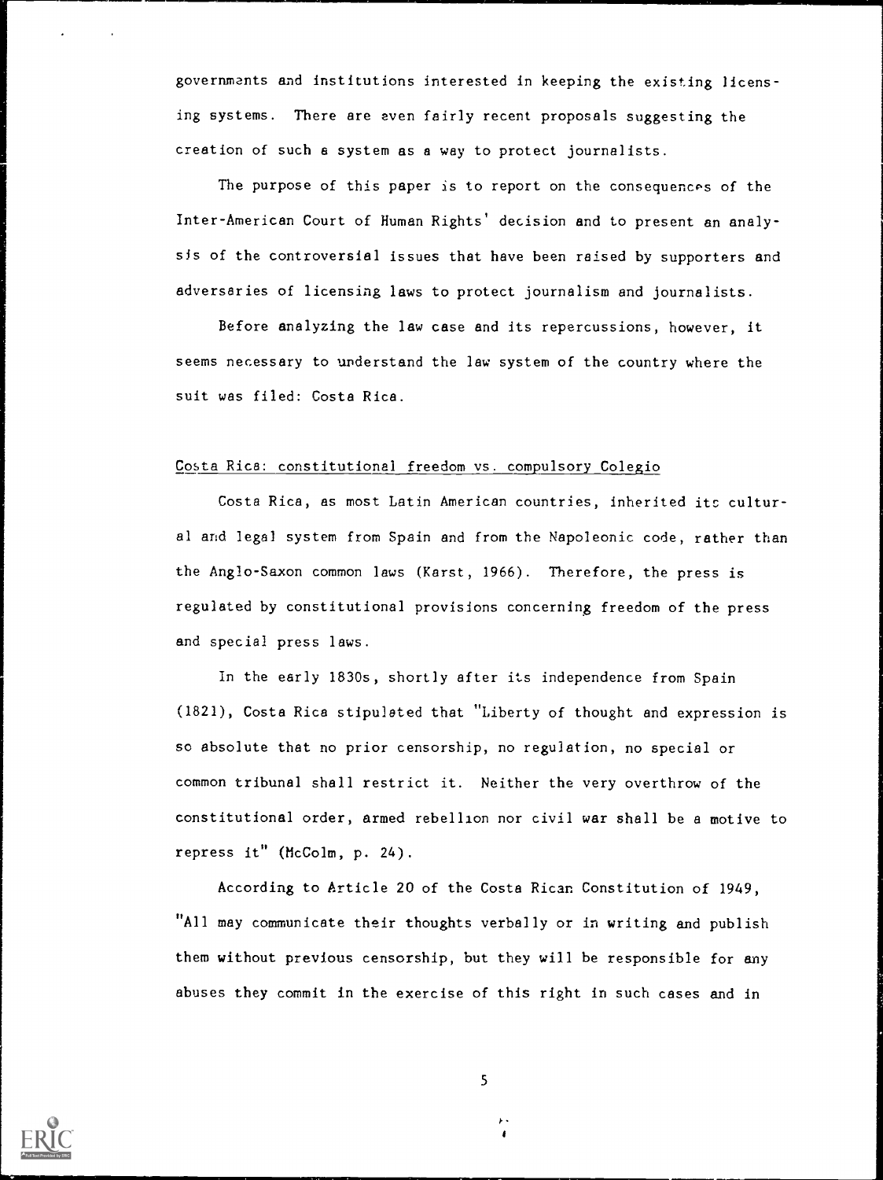governments and institutions interested in keeping the existing licensing systems. There are even fairly recent proposals suggesting the creation of such a system as a way to protect journalists.

The purpose of this paper is to report on the consequences of the Inter-American Court of Human Rights' decision and to present an analysis of the controversial issues that have been raised by supporters and adversaries of licensing laws to protect journalism and journalists.

Before analyzing the law case and its repercussions, however, it seems necessary to understand the law system of the country where the suit was filed: Costa Rica.

## Costa Rica: constitutional freedom vs. compulsory Colegio

Costa Rica, as most Latin American countries, inherited its cultural and legal system from Spain and from the Napoleonic code, rather than the Anglo-Saxon common laws (Karst, 1966). Therefore, the press is regulated by constitutional provisions concerning freedom of the press and special press laws.

In the early 1830s, shortly after its independence from Spain (1821), Costa Rica stipulated that "Liberty of thought and expression is so absolute that no prior censorship, no regulation, no special or common tribunal shall restrict it. Neither the very overthrow of the constitutional order, armed rebellion nor civil war shall be a motive to repress it" (McColm, p. 24).

According to Article 20 of the Costa Rican Constitution of 1949, "All may communicate their thoughts verbally or in writing and publish them without previous censorship, but they will be responsible for any abuses they commit in the exercise of this right in such cases and in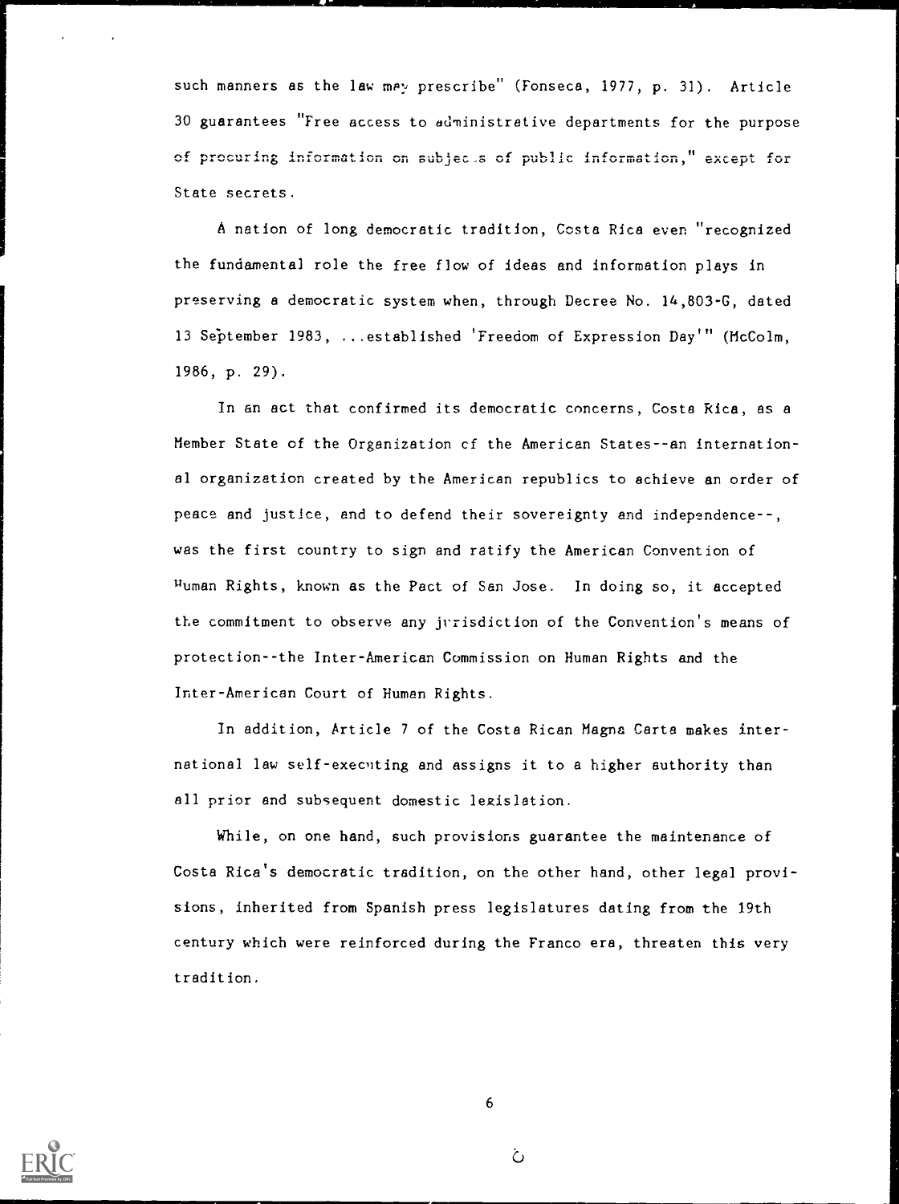such manners as the law may prescribe" (Fonseca, 1977, p. 31). Article 30 guarantees "Free access to administrative departments for the purpose of procuring information on subjects of public information," except for State secrets.

A nation of long democratic tradition, Costa Rica even "recognized the fundamental role the free flow of ideas and information plays in preserving a democratic system when, through Decree No. 14,803-G, dated 13 September 1983, ...established 'Freedom of Expression Day'" (McColm, 1986, p. 29).

In an act that confirmed its democratic concerns, Costa Rica, as a Member State of the Organization of the American States--an international organization created by the American republics to achieve an order of peace and justice, and to defend their sovereignty and independence--, was the first country to sign and ratify the American Convention of Human Rights, known as the Pact of San Jose. In doing so, it accepted the commitment to observe any jurisdiction of the Convention's means of protection--the Inter-American Commission on Human Rights and the Inter-American Court of Human Rights.

In addition, Article 7 of the Costa Rican Magna Carta makes international law self-executing and assigns it to a higher authority than all prior and subsequent domestic legislation.

While, on one hand, such provisions guarantee the maintenance of Costa Rica's democratic tradition, on the other hand, other legal provisions, inherited from Spanish press legislatures dating from the 19th century which were reinforced during the Franco era, threaten this very tradition.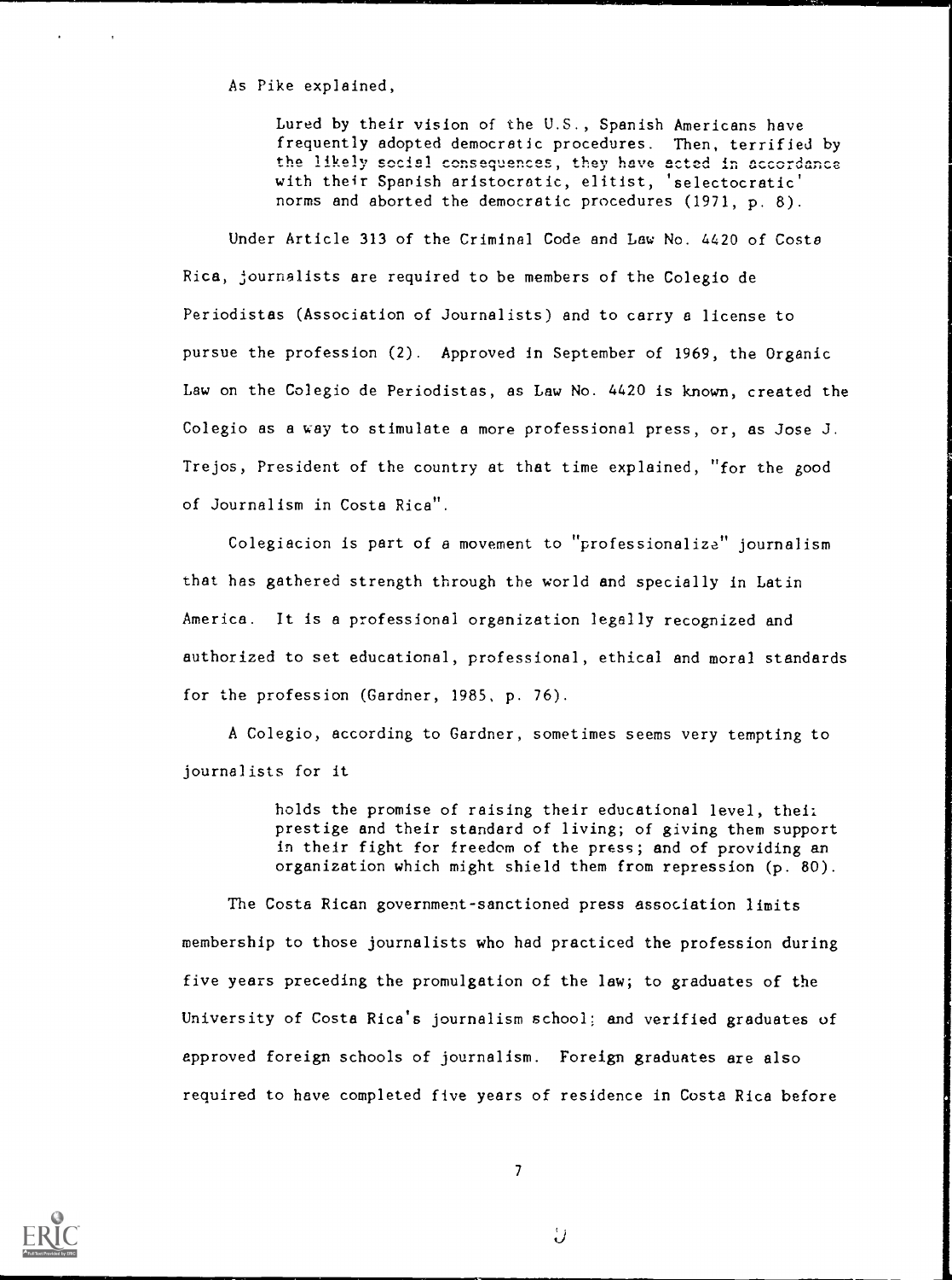As Pike explained,

> Lured by their vision of the U.S., Spanish Americans have frequently adopted democratic procedures. Then, terrified by the likely social consequences, they have acted in accordance with their Spanish aristocratic, elitist, 'selectocratic' norms and aborted the democratic procedures (1971, p. 8).

Under Article 313 of the Criminal Code and Law No. 4420 of Costa Rica, journalists are required to be members of the Colegio de Periodistas (Association of Journalists) and to carry a license to pursue the profession (2). Approved in September of 1969, the Organic Law on the Colegio de Periodistas, as Law No. 4420 is known, created the Colegio as a way to stimulate a more professional press, or, as Jose J. Trejos, President of the country at that time explained, "for the good of Journalism in Costa Rica".

Colegiacion is part of a movement to "professionalize" journalism that has gathered strength through the world and specially in Latin America. It is a professional organization legally recognized and authorized to set educational, professional, ethical and moral standards for the profession (Gardner, 1985, p. 76).

A Colegio, according to Gardner, sometimes seems very tempting to journalists for it

> holds the promise of raising their educational level, their prestige and their standard of living; of giving them support in their fight for freedom of the press; and of providing an organization which might shield them from repression (p. 80).

The Costa Rican government-sanctioned press association limits membership to those journalists who had practiced the profession during five years preceding the promulgation of the law; to graduates of the University of Costa Rica's journalism school; and verified graduates of approved foreign schools of journalism. Foreign graduates are also required to have completed five years of residence in Costa Rica before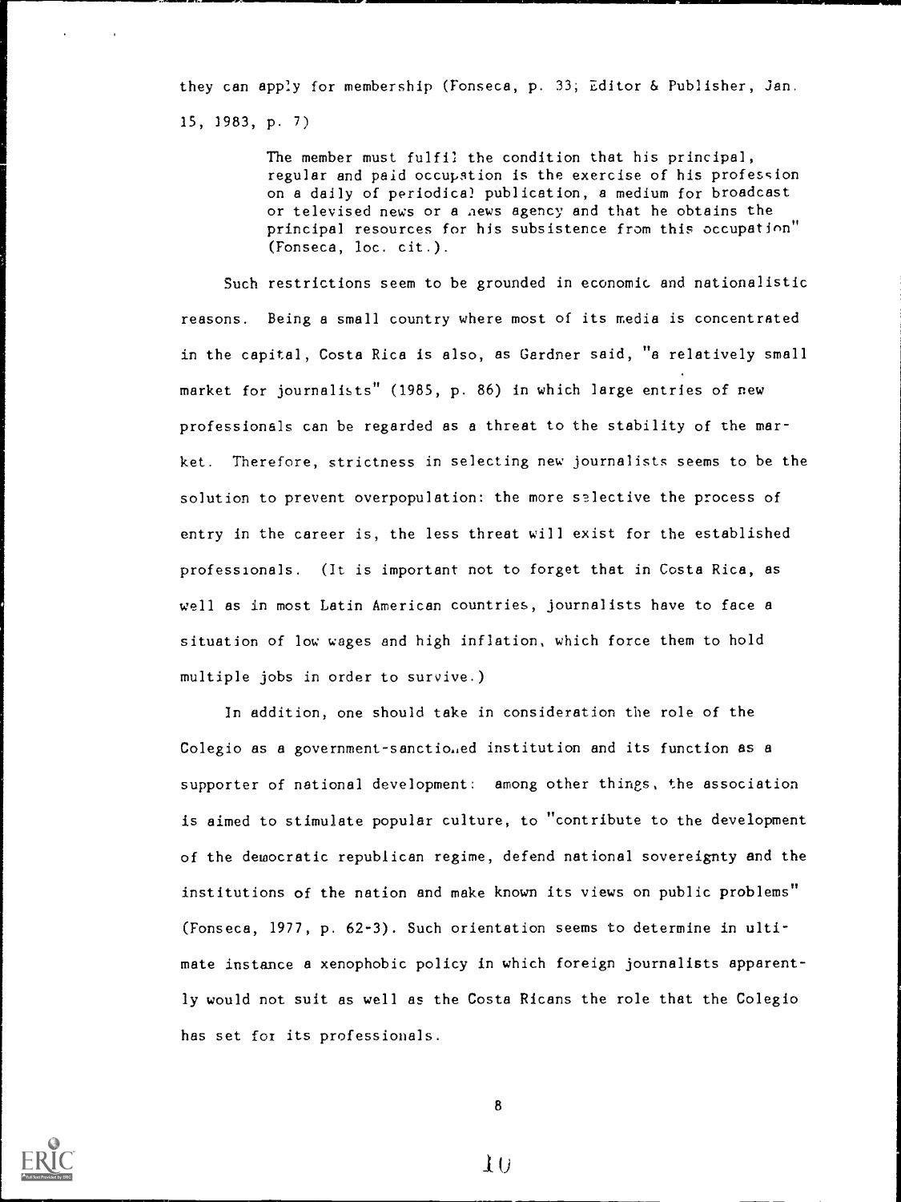they can apply for membership (Fonseca, p. 33; Editor & Publisher, Jan. 15, 1983, p. 7)

> The member must fulfil the condition that his principal, regular and paid occupation is the exercise of his profession on a daily of periodical publication, a medium for broadcast or televised news or a news agency and that he obtains the principal resources for his subsistence from this occupation" (Fonseca, loc. cit.).

Such restrictions seem to be grounded in economic and nationalistic reasons. Being a small country where most of its media is concentrated in the capital, Costa Rica is also, as Gardner said, "a relatively small market for journalists" (1985, p. 86) in which large entries of new professionals can be regarded as a threat to the stability of the market. Therefore, strictness in selecting new journalists seems to be the solution to prevent overpopulation: the more selective the process of entry in the career is, the less threat will exist for the established professionals. (It is important not to forget that in Costa Rica, as well as in most Latin American countries, journalists have to face a situation of low wages and high inflation, which force them to hold multiple jobs in order to survive.)

In addition, one should take in consideration the role of the Colegio as a government-sanctioned institution and its function as a supporter of national development: among other things, the association is aimed to stimulate popular culture, to "contribute to the development of the democratic republican regime, defend national sovereignty and the institutions of the nation and make known its views on public problems" (Fonseca, 1977, p. 62-3). Such orientation seems to determine in ultimate instance a xenophobic policy in which foreign journalists apparently would not suit as well as the Costa Ricans the role that the Colegio has set for its professionals.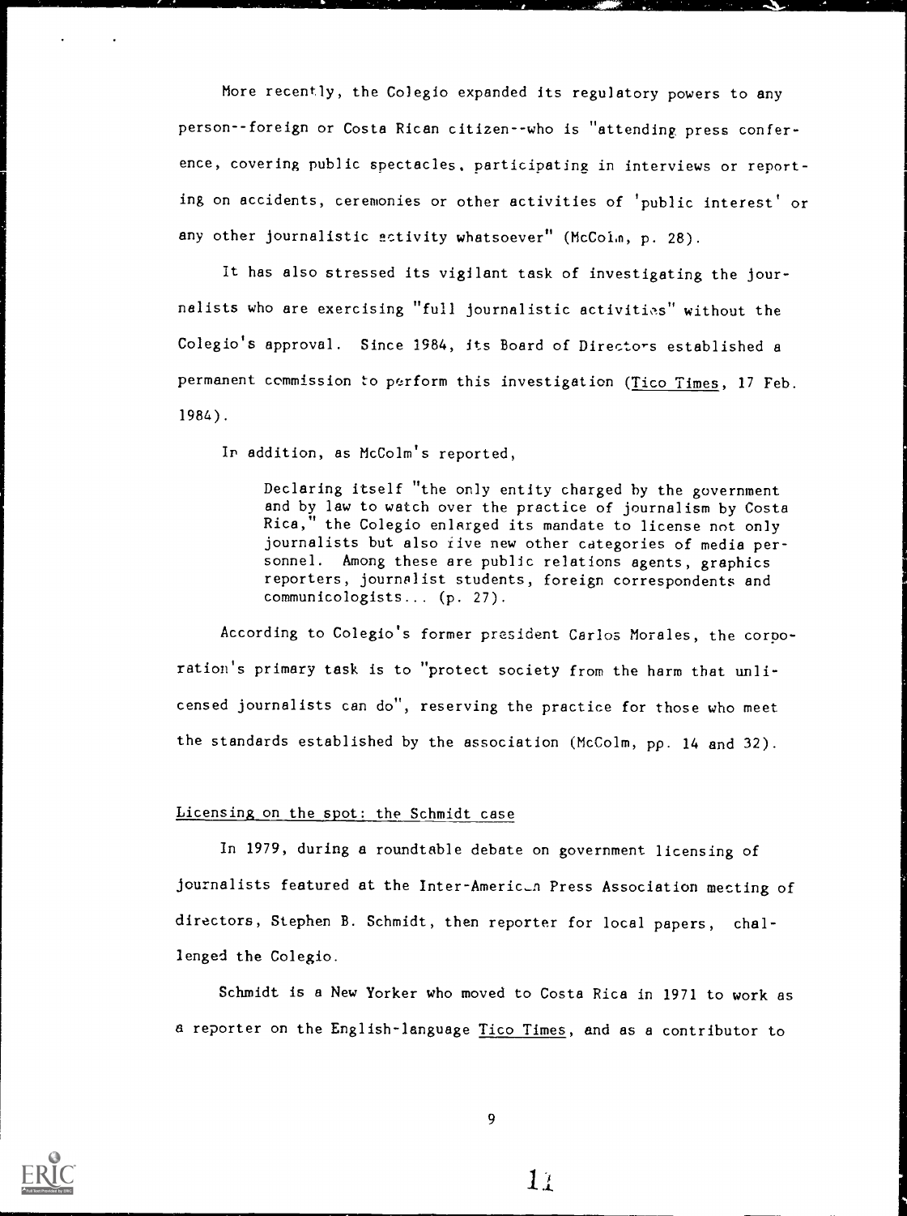More recently, the Colegio expanded its regulatory powers to any person--foreign or Costa Rican citizen--who is "attending press conference, covering public spectacles, participating in interviews or reporting on accidents, ceremonies or other activities of 'public interest' or any other journalistic activity whatsoever" (McColm, p. 28).

It has also stressed its vigilant task of investigating the journalists who are exercising "full journalistic activities" without the Colegio's approval. Since 1984, its Board of Directors established a permanent commission to perform this investigation (Tico Times, 17 Feb. 1984).

In addition, as McColm's reported,

> Declaring itself "the only entity charged by the government and by law to watch over the practice of journalism by Costa Rica," the Colegio enlarged its mandate to license not only journalists but also five new other categories of media personnel. Among these are public relations agents, graphics reporters, journalist students, foreign correspondents and communicologists... (p. 27).

According to Colegio's former president Carlos Morales, the corporation's primary task is to "protect society from the harm that unlicensed journalists can do", reserving the practice for those who meet the standards established by the association (McColm, pp. 14 and 32).

## Licensing on the spot: the Schmidt case

In 1979, during a roundtable debate on government licensing of journalists featured at the Inter-American Press Association meeting of directors, Stephen B. Schmidt, then reporter for local papers, challenged the Colegio.

Schmidt is a New Yorker who moved to Costa Rica in 1971 to work as a reporter on the English-language Tico Times, and as a contributor to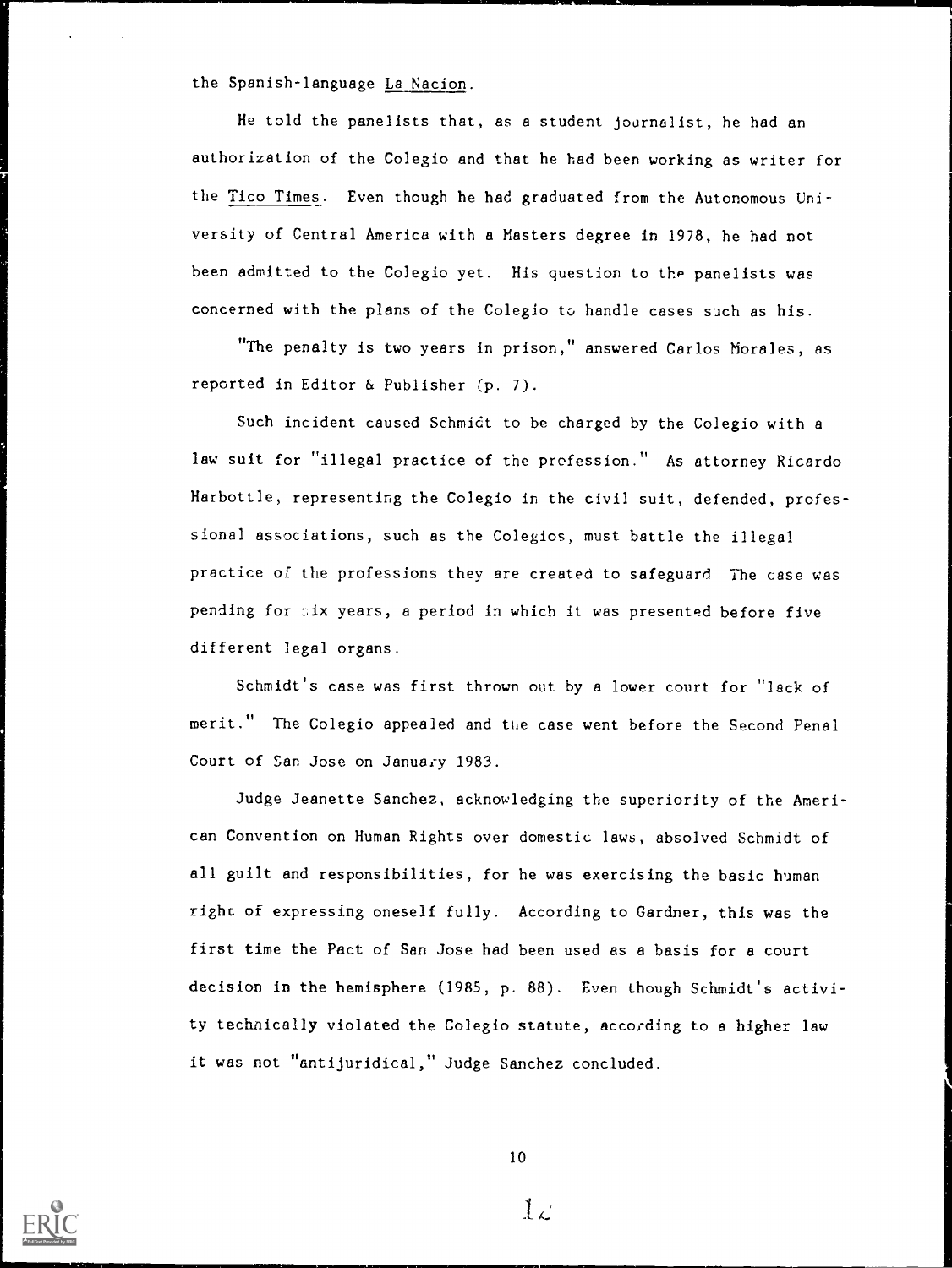the Spanish-language La Nacion.

He told the panelists that, as a student journalist, he had an authorization of the Colegio and that he had been working as writer for the Tico Times. Even though he had graduated from the Autonomous University of Central America with a Masters degree in 1978, he had not been admitted to the Colegio yet. His question to the panelists was concerned with the plans of the Colegio to handle cases such as his.

"The penalty is two years in prison," answered Carlos Morales, as reported in Editor & Publisher (p. 7).

Such incident caused Schmidt to be charged by the Colegio with a law suit for "illegal practice of the profession." As attorney Ricardo Harbottle, representing the Colegio in the civil suit, defended, professional associations, such as the Colegios, must battle the illegal practice of the professions they are created to safeguard The case was pending for six years, a period in which it was presented before five different legal organs.

Schmidt's case was first thrown out by a lower court for "lack of merit." The Colegio appealed and the case went before the Second Penal Court of San Jose on January 1983.

Judge Jeanette Sanchez, acknowledging the superiority of the American Convention on Human Rights over domestic laws, absolved Schmidt of all guilt and responsibilities, for he was exercising the basic human right of expressing oneself fully. According to Gardner, this was the first time the Pact of San Jose had been used as a basis for a court decision in the hemisphere (1985, p. 88). Even though Schmidt's activity technically violated the Colegio statute, according to a higher law it was not "antijuridical," Judge Sanchez concluded.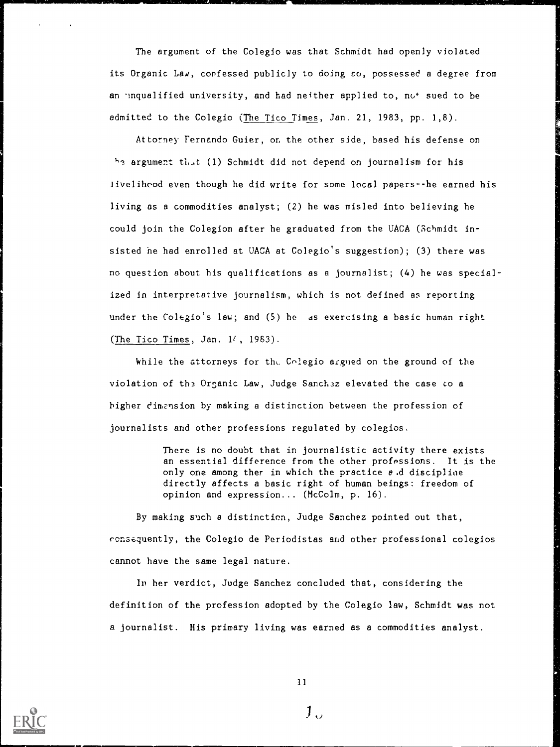The argument of the Colegio was that Schmidt had openly violated its Organic Law, confessed publicly to doing so, possessed a degree from an unqualified university, and had neither applied to, nor sued to be admitted to the Colegio (The Tico Times, Jan. 21, 1983, pp. 1,8).

Attorney Fernando Guier, on the other side, based his defense on the argument that (1) Schmidt did not depend on journalism for his livelihood even though he did write for some local papers--he earned his living as a commodities analyst; (2) he was misled into believing he could join the Colegion after he graduated from the UACA (Schmidt insisted he had enrolled at UACA at Colegio's suggestion); (3) there was no question about his qualifications as a journalist; (4) he was specialized in interpretative journalism, which is not defined as reporting under the Colegio's law; and (5) he was exercising a basic human right (The Tico Times, Jan. 14, 1983).

While the attorneys for the Colegio argued on the ground of the violation of the Organic Law, Judge Sanchez elevated the case to a higher dimension by making a distinction between the profession of journalists and other professions regulated by colegios.

> There is no doubt that in journalistic activity there exists an essential difference from the other professions. It is the only one among them in which the practice and discipline directly affects a basic right of human beings: freedom of opinion and expression... (McColm, p. 16).

By making such a distinction, Judge Sanchez pointed out that, consequently, the Colegio de Periodistas and other professional colegios cannot have the same legal nature.

In her verdict, Judge Sanchez concluded that, considering the definition of the profession adopted by the Colegio law, Schmidt was not a journalist. His primary living was earned as a commodities analyst.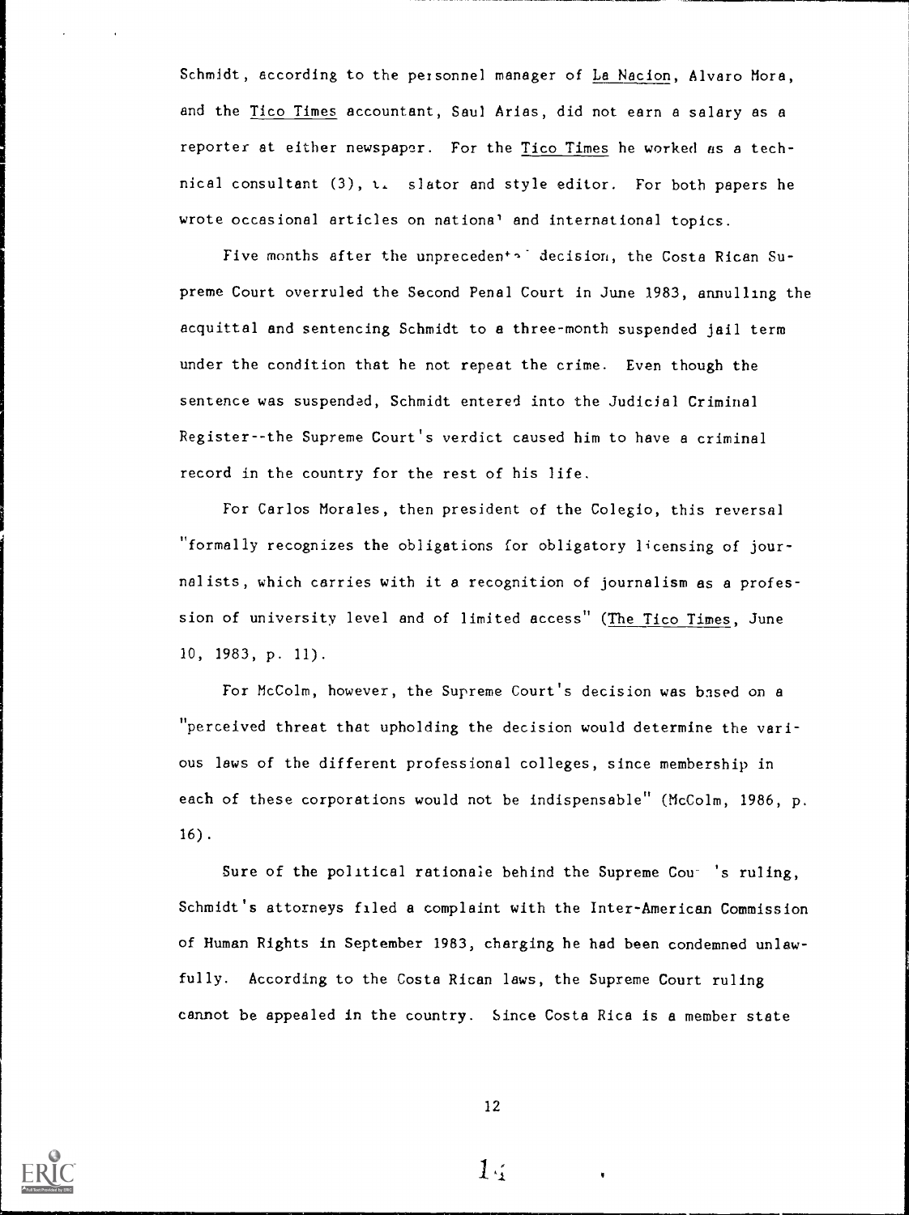Schmidt, according to the personnel manager of La Nacion, Alvaro Mora, and the Tico Times accountant, Saul Arias, did not earn a salary as a reporter at either newspaper. For the Tico Times he worked as a technical consultant (3), translator and style editor. For both papers he wrote occasional articles on national and international topics.

Five months after the unprecedented decision, the Costa Rican Supreme Court overruled the Second Penal Court in June 1983, annulling the acquittal and sentencing Schmidt to a three-month suspended jail term under the condition that he not repeat the crime. Even though the sentence was suspended, Schmidt entered into the Judicial Criminal Register--the Supreme Court's verdict caused him to have a criminal record in the country for the rest of his life.

For Carlos Morales, then president of the Colegio, this reversal "formally recognizes the obligations for obligatory licensing of journalists, which carries with it a recognition of journalism as a profession of university level and of limited access" (The Tico Times, June 10, 1983, p. 11).

For McColm, however, the Supreme Court's decision was based on a "perceived threat that upholding the decision would determine the various laws of the different professional colleges, since membership in each of these corporations would not be indispensable" (McColm, 1986, p. 16).

Sure of the political rationale behind the Supreme Court's ruling, Schmidt's attorneys filed a complaint with the Inter-American Commission of Human Rights in September 1983, charging he had been condemned unlawfully. According to the Costa Rican laws, the Supreme Court ruling cannot be appealed in the country. Since Costa Rica is a member state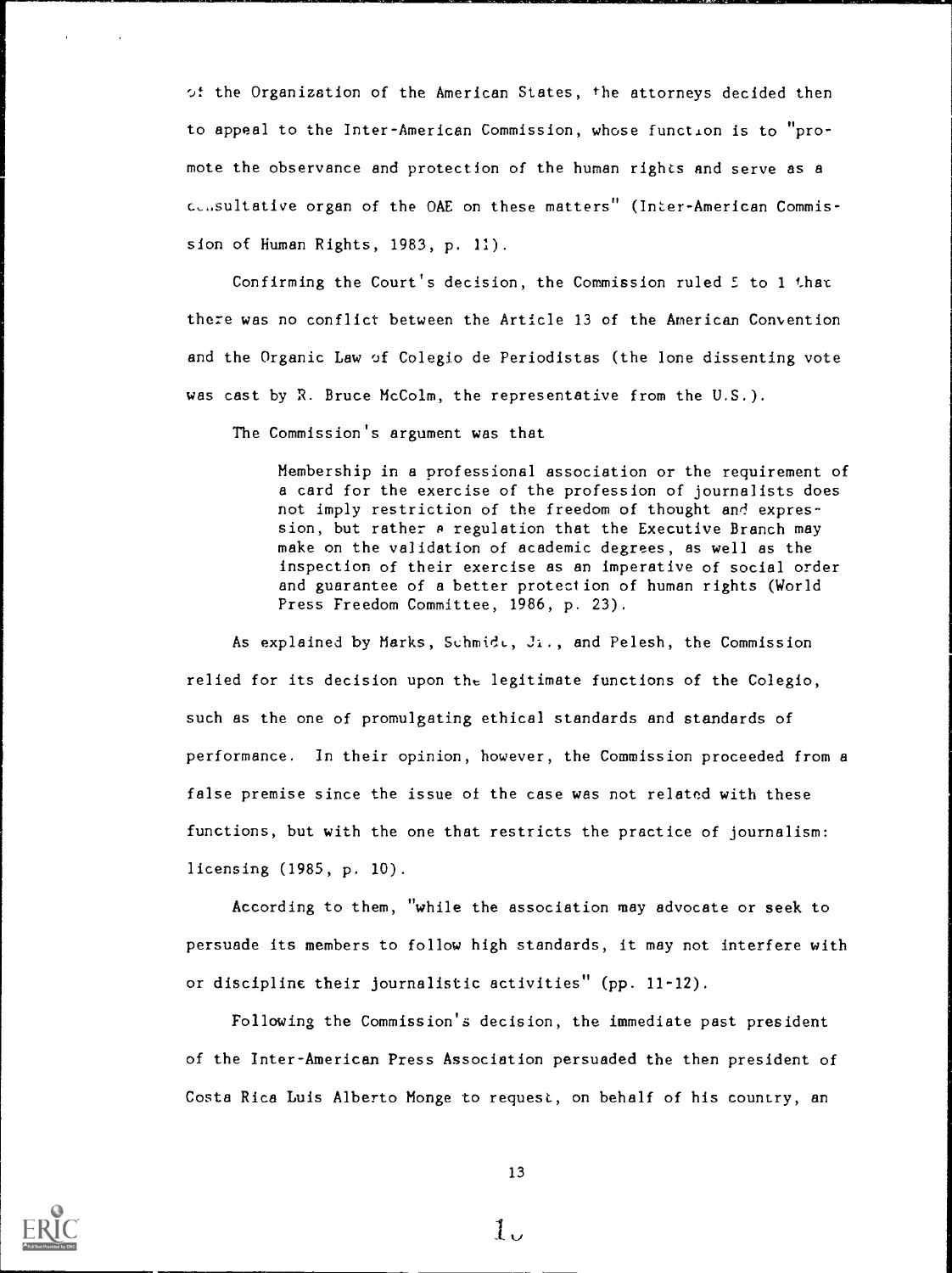of the Organization of the American States, the attorneys decided then to appeal to the Inter-American Commission, whose function is to "promote the observance and protection of the human rights and serve as a consultative organ of the OAE on these matters" (Inter-American Commission of Human Rights, 1983, p. 11).

Confirming the Court's decision, the Commission ruled 5 to 1 that there was no conflict between the Article 13 of the American Convention and the Organic Law of Colegio de Periodistas (the lone dissenting vote was cast by R. Bruce McColm, the representative from the U.S.).

The Commission's argument was that

> Membership in a professional association or the requirement of a card for the exercise of the profession of journalists does not imply restriction of the freedom of thought and expression, but rather a regulation that the Executive Branch may make on the validation of academic degrees, as well as the inspection of their exercise as an imperative of social order and guarantee of a better protection of human rights (World Press Freedom Committee, 1986, p. 23).

As explained by Marks, Schmidt, Jr., and Pelesh, the Commission relied for its decision upon the legitimate functions of the Colegio, such as the one of promulgating ethical standards and standards of performance. In their opinion, however, the Commission proceeded from a false premise since the issue of the case was not related with these functions, but with the one that restricts the practice of journalism: licensing (1985, p. 10).

According to them, "while the association may advocate or seek to persuade its members to follow high standards, it may not interfere with or discipline their journalistic activities" (pp. 11-12).

Following the Commission's decision, the immediate past president of the Inter-American Press Association persuaded the then president of Costa Rica Luis Alberto Monge to request, on behalf of his country, an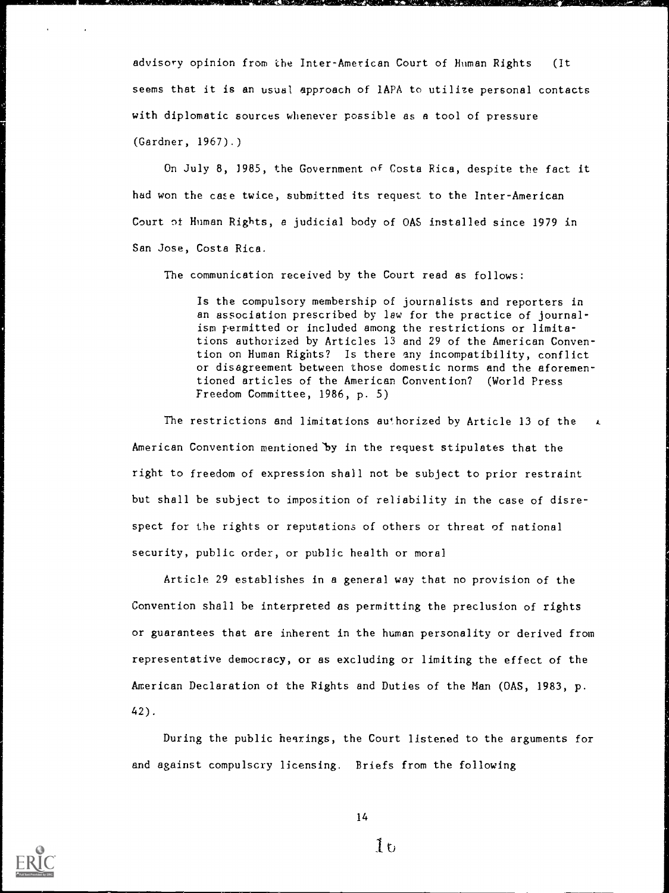advisory opinion from the Inter-American Court of Human Rights (It seems that it is an usual approach of IAPA to utilize personal contacts with diplomatic sources whenever possible as a tool of pressure (Gardner, 1967).)

On July 8, 1985, the Government of Costa Rica, despite the fact it had won the case twice, submitted its request to the Inter-American Court of Human Rights, a judicial body of OAS installed since 1979 in San Jose, Costa Rica.

The communication received by the Court read as follows:

> Is the compulsory membership of journalists and reporters in an association prescribed by law for the practice of journalism permitted or included among the restrictions or limitations authorized by Articles 13 and 29 of the American Convention on Human Rights? Is there any incompatibility, conflict or disagreement between those domestic norms and the aforementioned articles of the American Convention? (World Press Freedom Committee, 1986, p. 5)

The restrictions and limitations authorized by Article 13 of the American Convention mentioned by in the request stipulates that the right to freedom of expression shall not be subject to prior restraint but shall be subject to imposition of reliability in the case of disrespect for the rights or reputations of others or threat of national security, public order, or public health or moral

Article 29 establishes in a general way that no provision of the Convention shall be interpreted as permitting the preclusion of rights or guarantees that are inherent in the human personality or derived from representative democracy, or as excluding or limiting the effect of the American Declaration of the Rights and Duties of the Man (OAS, 1983, p. 42).

During the public hearings, the Court listened to the arguments for and against compulsory licensing. Briefs from the following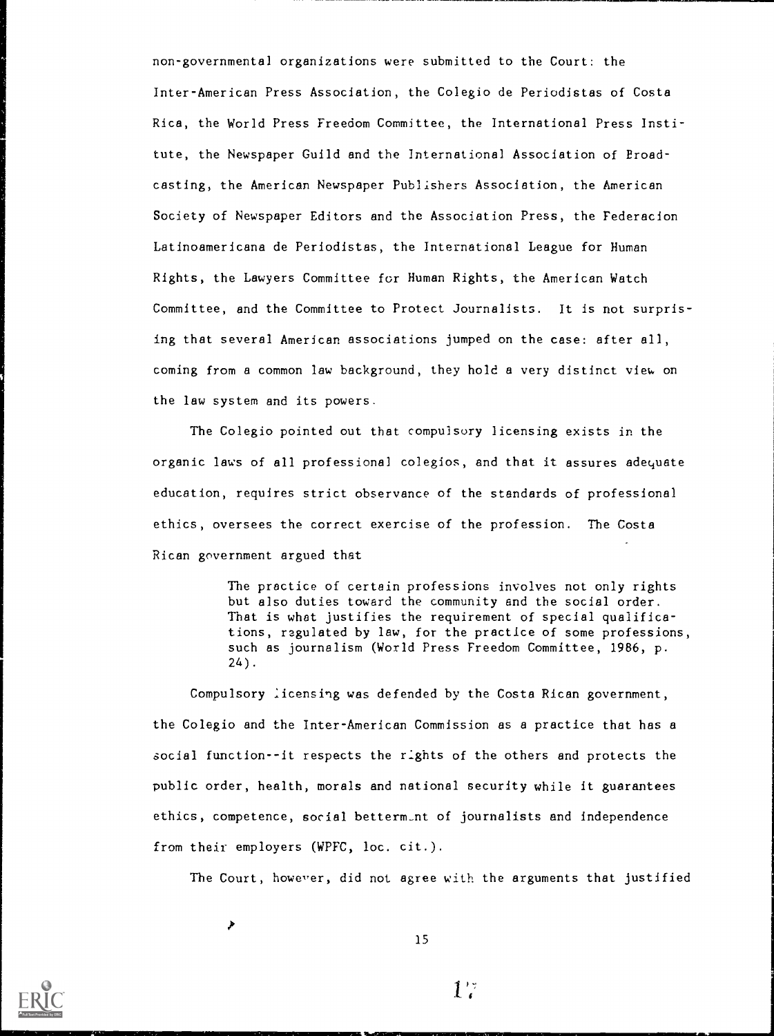non-governmental organizations were submitted to the Court: the Inter-American Press Association, the Colegio de Periodistas of Costa Rica, the World Press Freedom Committee, the International Press Institute, the Newspaper Guild and the International Association of Broadcasting, the American Newspaper Publishers Association, the American Society of Newspaper Editors and the Association Press, the Federacion Latinoamericana de Periodistas, the International League for Human Rights, the Lawyers Committee for Human Rights, the American Watch Committee, and the Committee to Protect Journalists. It is not surprising that several American associations jumped on the case: after all, coming from a common law background, they hold a very distinct view on the law system and its powers.

The Colegio pointed out that compulsory licensing exists in the organic laws of all professional colegios, and that it assures adequate education, requires strict observance of the standards of professional ethics, oversees the correct exercise of the profession. The Costa Rican government argued that

> The practice of certain professions involves not only rights but also duties toward the community and the social order. That is what justifies the requirement of special qualifications, regulated by law, for the practice of some professions, such as journalism (World Press Freedom Committee, 1986, p. 24).

Compulsory licensing was defended by the Costa Rican government, the Colegio and the Inter-American Commission as a practice that has a social function--it respects the rights of the others and protects the public order, health, morals and national security while it guarantees ethics, competence, social betterment of journalists and independence from their employers (WPFC, loc. cit.).

The Court, however, did not agree with the arguments that justified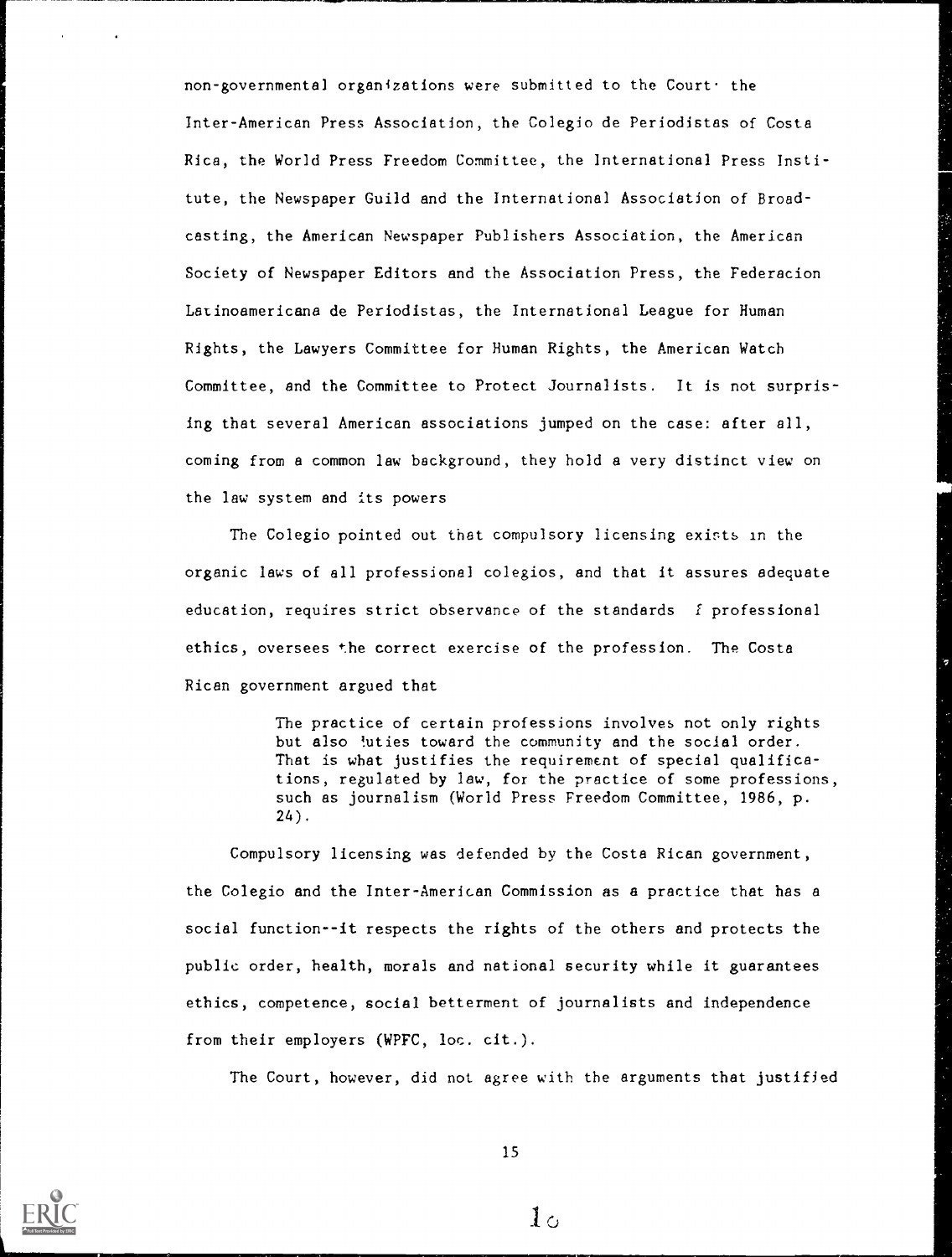non-governmental organizations were submitted to the Court· the Inter-American Press Association, the Colegio de Periodistas of Costa Rica, the World Press Freedom Committee, the International Press Institute, the Newspaper Guild and the International Association of Broadcasting, the American Newspaper Publishers Association, the American Society of Newspaper Editors and the Association Press, the Federacion Latinoamericana de Periodistas, the International League for Human Rights, the Lawyers Committee for Human Rights, the American Watch Committee, and the Committee to Protect Journalists. It is not surprising that several American associations jumped on the case: after all, coming from a common law background, they hold a very distinct view on the law system and its powers

The Colegio pointed out that compulsory licensing exists in the organic laws of all professional colegios, and that it assures adequate education, requires strict observance of the standards of professional ethics, oversees the correct exercise of the profession. The Costa Rican government argued that

> The practice of certain professions involves not only rights but also duties toward the community and the social order. That is what justifies the requirement of special qualifications, regulated by law, for the practice of some professions, such as journalism (World Press Freedom Committee, 1986, p. 24).

Compulsory licensing was defended by the Costa Rican government, the Colegio and the Inter-American Commission as a practice that has a social function--it respects the rights of the others and protects the public order, health, morals and national security while it guarantees ethics, competence, social betterment of journalists and independence from their employers (WPFC, loc. cit.).

The Court, however, did not agree with the arguments that justified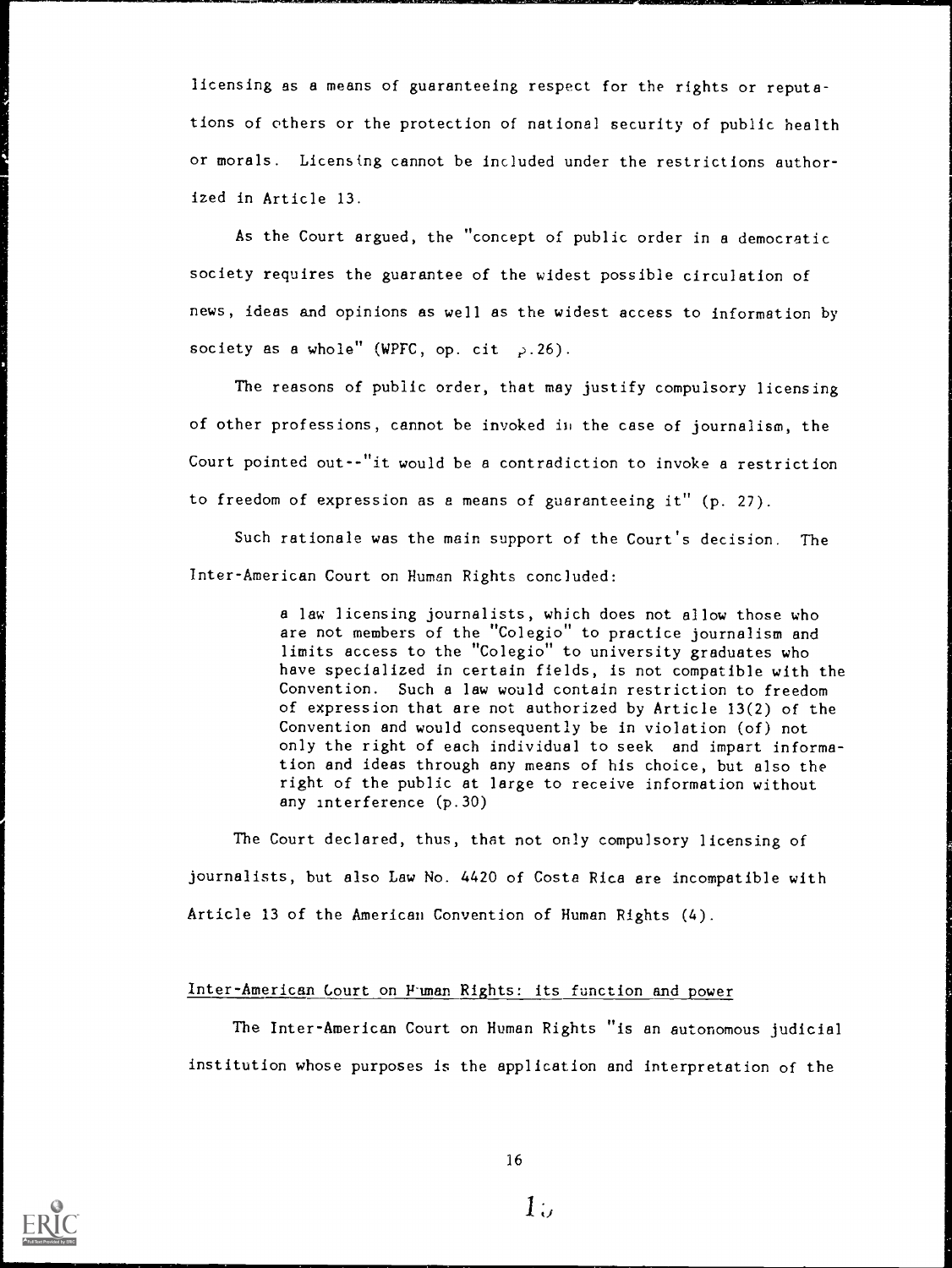licensing as a means of guaranteeing respect for the rights or reputations of others or the protection of national security of public health or morals. Licensing cannot be included under the restrictions authorized in Article 13.

As the Court argued, the "concept of public order in a democratic society requires the guarantee of the widest possible circulation of news, ideas and opinions as well as the widest access to information by society as a whole" (WPFC, op. cit p.26).

The reasons of public order, that may justify compulsory licensing of other professions, cannot be invoked in the case of journalism, the Court pointed out--"it would be a contradiction to invoke a restriction to freedom of expression as a means of guaranteeing it" (p. 27).

Such rationale was the main support of the Court's decision. The Inter-American Court on Human Rights concluded:

> a law licensing journalists, which does not allow those who are not members of the "Colegio" to practice journalism and limits access to the "Colegio" to university graduates who have specialized in certain fields, is not compatible with the Convention. Such a law would contain restriction to freedom of expression that are not authorized by Article 13(2) of the Convention and would consequently be in violation (of) not only the right of each individual to seek and impart information and ideas through any means of his choice, but also the right of the public at large to receive information without any interference (p.30)

The Court declared, thus, that not only compulsory licensing of journalists, but also Law No. 4420 of Costa Rica are incompatible with Article 13 of the American Convention of Human Rights (4).

## Inter-American Court on Human Rights: its function and power

The Inter-American Court on Human Rights "is an autonomous judicial institution whose purposes is the application and interpretation of the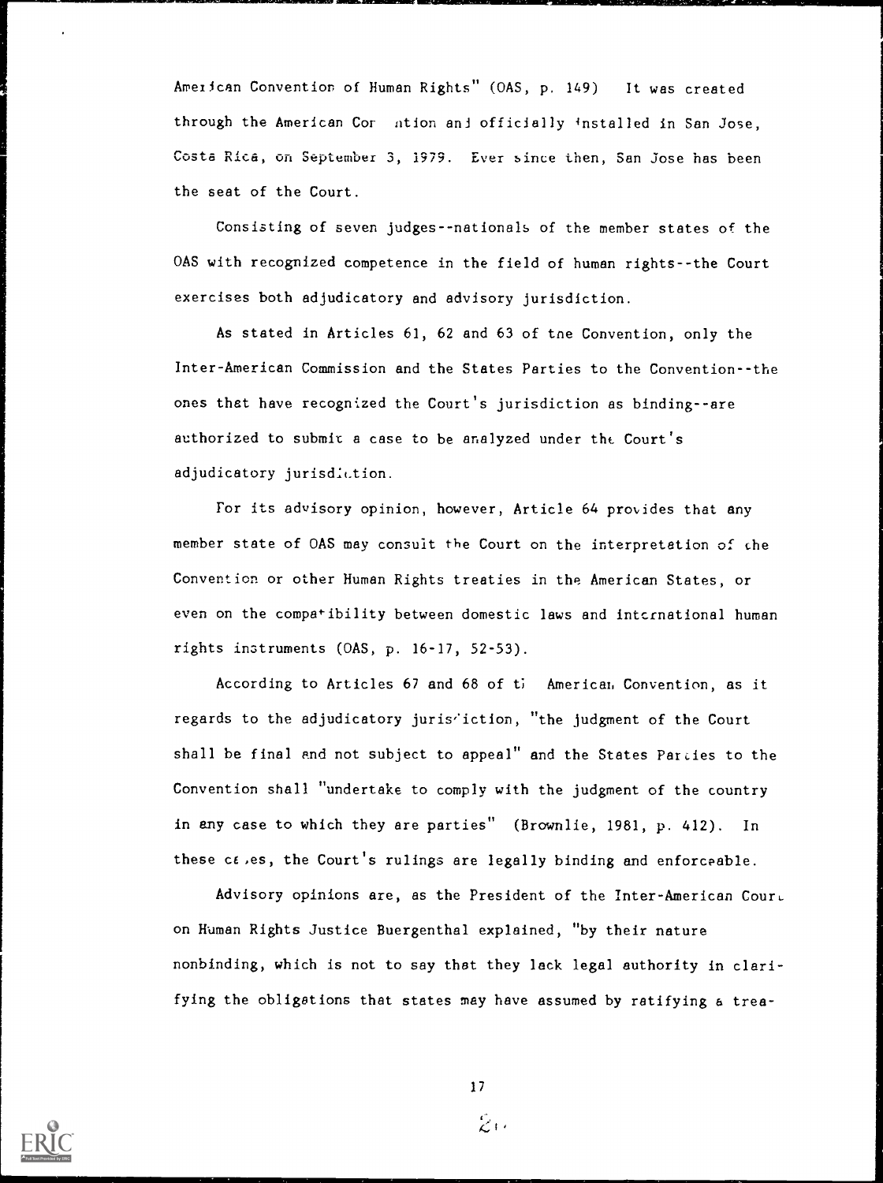American Convention of Human Rights" (OAS, p. 149) It was created through the American Convention and officially installed in San Jose, Costa Rica, on September 3, 1979. Ever since then, San Jose has been the seat of the Court.

Consisting of seven judges--nationals of the member states of the OAS with recognized competence in the field of human rights--the Court exercises both adjudicatory and advisory jurisdiction.

As stated in Articles 61, 62 and 63 of the Convention, only the Inter-American Commission and the States Parties to the Convention--the ones that have recognized the Court's jurisdiction as binding--are authorized to submit a case to be analyzed under the Court's adjudicatory jurisdiction.

For its advisory opinion, however, Article 64 provides that any member state of OAS may consult the Court on the interpretation of the Convention or other Human Rights treaties in the American States, or even on the compatibility between domestic laws and international human rights instruments (OAS, p. 16-17, 52-53).

According to Articles 67 and 68 of the American Convention, as it regards to the adjudicatory jurisdiction, "the judgment of the Court shall be final and not subject to appeal" and the States Parties to the Convention shall "undertake to comply with the judgment of the country in any case to which they are parties" (Brownlie, 1981, p. 412). In these cases, the Court's rulings are legally binding and enforceable.

Advisory opinions are, as the President of the Inter-American Court on Human Rights Justice Buergenthal explained, "by their nature nonbinding, which is not to say that they lack legal authority in clarifying the obligations that states may have assumed by ratifying a trea-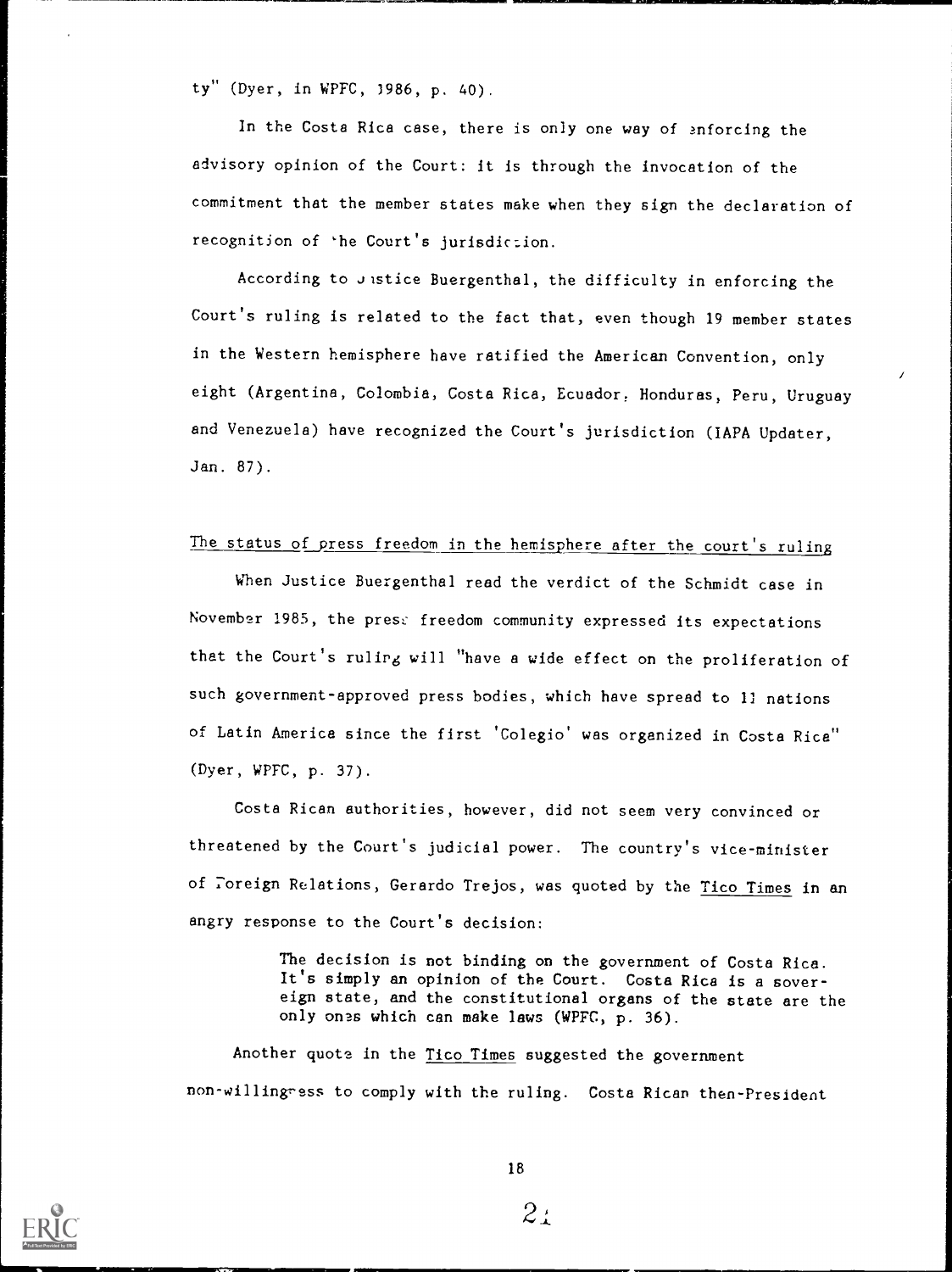ty" (Dyer, in WPFC, 1986, p. 40).

In the Costa Rica case, there is only one way of enforcing the advisory opinion of the Court: it is through the invocation of the commitment that the member states make when they sign the declaration of recognition of the Court's jurisdiction.

According to Justice Buergenthal, the difficulty in enforcing the Court's ruling is related to the fact that, even though 19 member states in the Western hemisphere have ratified the American Convention, only eight (Argentina, Colombia, Costa Rica, Ecuador, Honduras, Peru, Uruguay and Venezuela) have recognized the Court's jurisdiction (IAPA Updater, Jan. 87).

## The status of press freedom in the hemisphere after the court's ruling

When Justice Buergenthal read the verdict of the Schmidt case in November 1985, the press freedom community expressed its expectations that the Court's ruling will "have a wide effect on the proliferation of such government-approved press bodies, which have spread to 11 nations of Latin America since the first 'Colegio' was organized in Costa Rica" (Dyer, WPFC, p. 37).

Costa Rican authorities, however, did not seem very convinced or threatened by the Court's judicial power. The country's vice-minister of Foreign Relations, Gerardo Trejos, was quoted by the *Tico Times* in an angry response to the Court's decision:

> The decision is not binding on the government of Costa Rica. It's simply an opinion of the Court. Costa Rica is a sovereign state, and the constitutional organs of the state are the only ones which can make laws (WPFC, p. 36).

Another quote in the *Tico Times* suggested the government non-willingness to comply with the ruling. Costa Rican then-President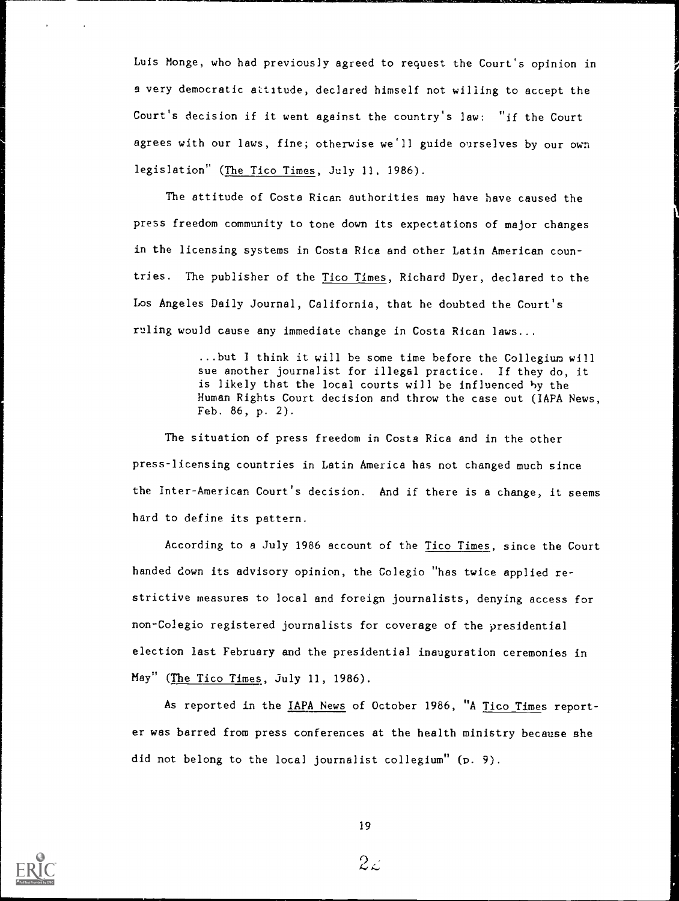Luis Monge, who had previously agreed to request the Court's opinion in a very democratic attitude, declared himself not willing to accept the Court's decision if it went against the country's law: "if the Court agrees with our laws, fine; otherwise we'll guide ourselves by our own legislation" (The Tico Times, July 11, 1986).

The attitude of Costa Rican authorities may have have caused the press freedom community to tone down its expectations of major changes in the licensing systems in Costa Rica and other Latin American countries. The publisher of the Tico Times, Richard Dyer, declared to the Los Angeles Daily Journal, California, that he doubted the Court's ruling would cause any immediate change in Costa Rican laws...

> ...but I think it will be some time before the Collegium will sue another journalist for illegal practice. If they do, it is likely that the local courts will be influenced by the Human Rights Court decision and throw the case out (IAPA News, Feb. 86, p. 2).

The situation of press freedom in Costa Rica and in the other press-licensing countries in Latin America has not changed much since the Inter-American Court's decision. And if there is a change, it seems hard to define its pattern.

According to a July 1986 account of the Tico Times, since the Court handed down its advisory opinion, the Colegio "has twice applied restrictive measures to local and foreign journalists, denying access for non-Colegio registered journalists for coverage of the presidential election last February and the presidential inauguration ceremonies in May" (The Tico Times, July 11, 1986).

As reported in the IAPA News of October 1986, "A Tico Times reporter was barred from press conferences at the health ministry because she did not belong to the local journalist collegium" (p. 9).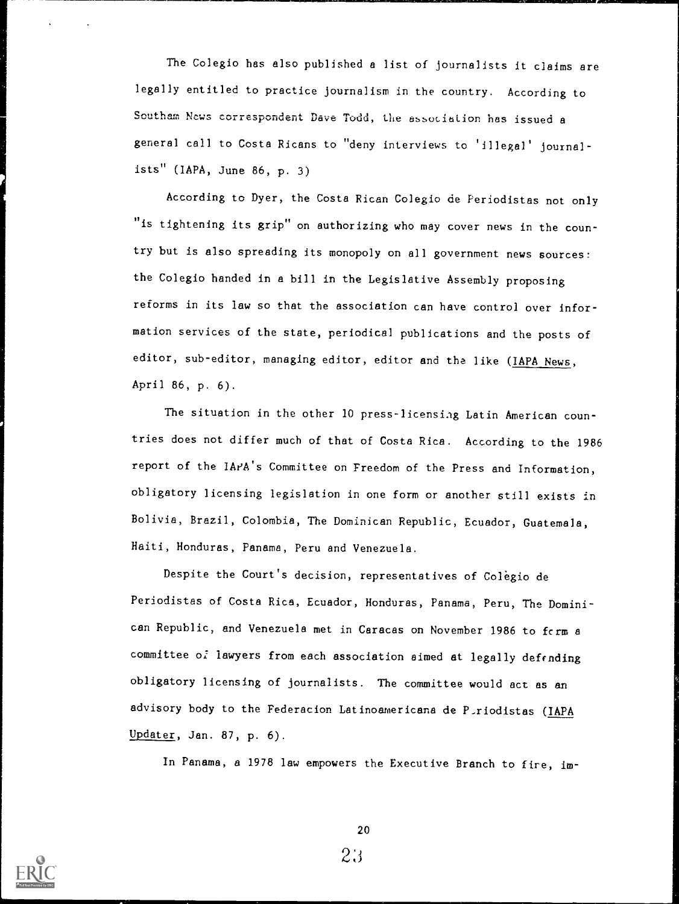The Colegio has also published a list of journalists it claims are legally entitled to practice journalism in the country. According to Southam News correspondent Dave Todd, the association has issued a general call to Costa Ricans to "deny interviews to 'illegal' journalists" (IAPA, June 86, p. 3)

According to Dyer, the Costa Rican Colegio de Periodistas not only "is tightening its grip" on authorizing who may cover news in the country but is also spreading its monopoly on all government news sources: the Colegio handed in a bill in the Legislative Assembly proposing reforms in its law so that the association can have control over information services of the state, periodical publications and the posts of editor, sub-editor, managing editor, editor and the like (IAPA News, April 86, p. 6).

The situation in the other 10 press-licensing Latin American countries does not differ much of that of Costa Rica. According to the 1986 report of the IAPA's Committee on Freedom of the Press and Information, obligatory licensing legislation in one form or another still exists in Bolivia, Brazil, Colombia, The Dominican Republic, Ecuador, Guatemala, Haiti, Honduras, Panama, Peru and Venezuela.

Despite the Court's decision, representatives of Colègio de Periodistas of Costa Rica, Ecuador, Honduras, Panama, Peru, The Dominican Republic, and Venezuela met in Caracas on November 1986 to form a committee of lawyers from each association aimed at legally defending obligatory licensing of journalists. The committee would act as an advisory body to the Federacion Latinoamericana de Periodistas (IAPA Updater, Jan. 87, p. 6).

In Panama, a 1978 law empowers the Executive Branch to fire, im-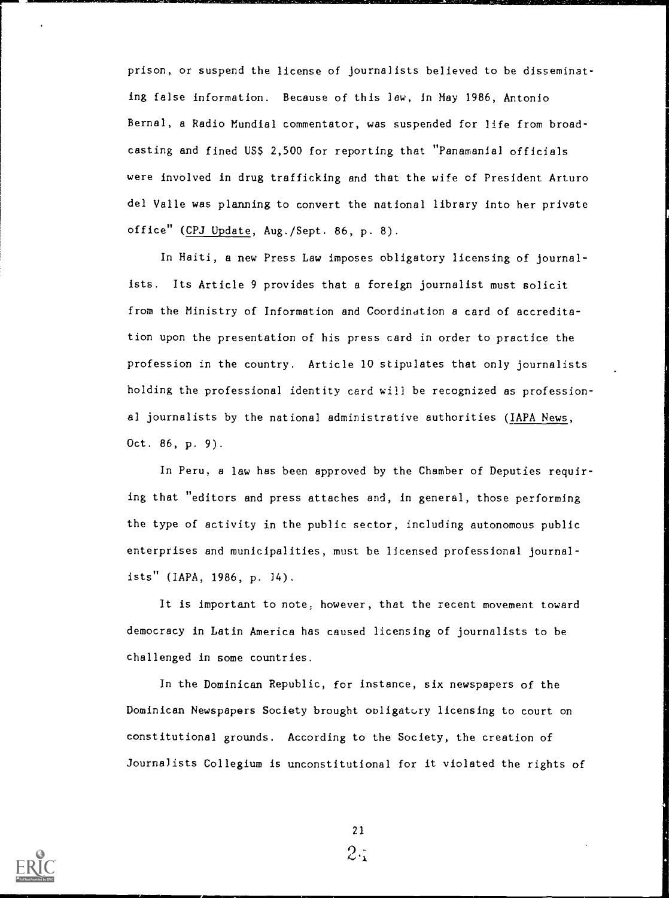prison, or suspend the license of journalists believed to be disseminating false information. Because of this law, in May 1986, Antonio Bernal, a Radio Mundial commentator, was suspended for life from broadcasting and fined US$ 2,500 for reporting that "Panamanial officials were involved in drug trafficking and that the wife of President Arturo del Valle was planning to convert the national library into her private office" (CPJ Update, Aug./Sept. 86, p. 8).

In Haiti, a new Press Law imposes obligatory licensing of journalists. Its Article 9 provides that a foreign journalist must solicit from the Ministry of Information and Coordination a card of accreditation upon the presentation of his press card in order to practice the profession in the country. Article 10 stipulates that only journalists holding the professional identity card will be recognized as professional journalists by the national administrative authorities (IAPA News, Oct. 86, p. 9).

In Peru, a law has been approved by the Chamber of Deputies requiring that "editors and press attaches and, in general, those performing the type of activity in the public sector, including autonomous public enterprises and municipalities, must be licensed professional journalists" (IAPA, 1986, p. 14).

It is important to note, however, that the recent movement toward democracy in Latin America has caused licensing of journalists to be challenged in some countries.

In the Dominican Republic, for instance, six newspapers of the Dominican Newspapers Society brought obligatory licensing to court on constitutional grounds. According to the Society, the creation of Journalists Collegium is unconstitutional for it violated the rights of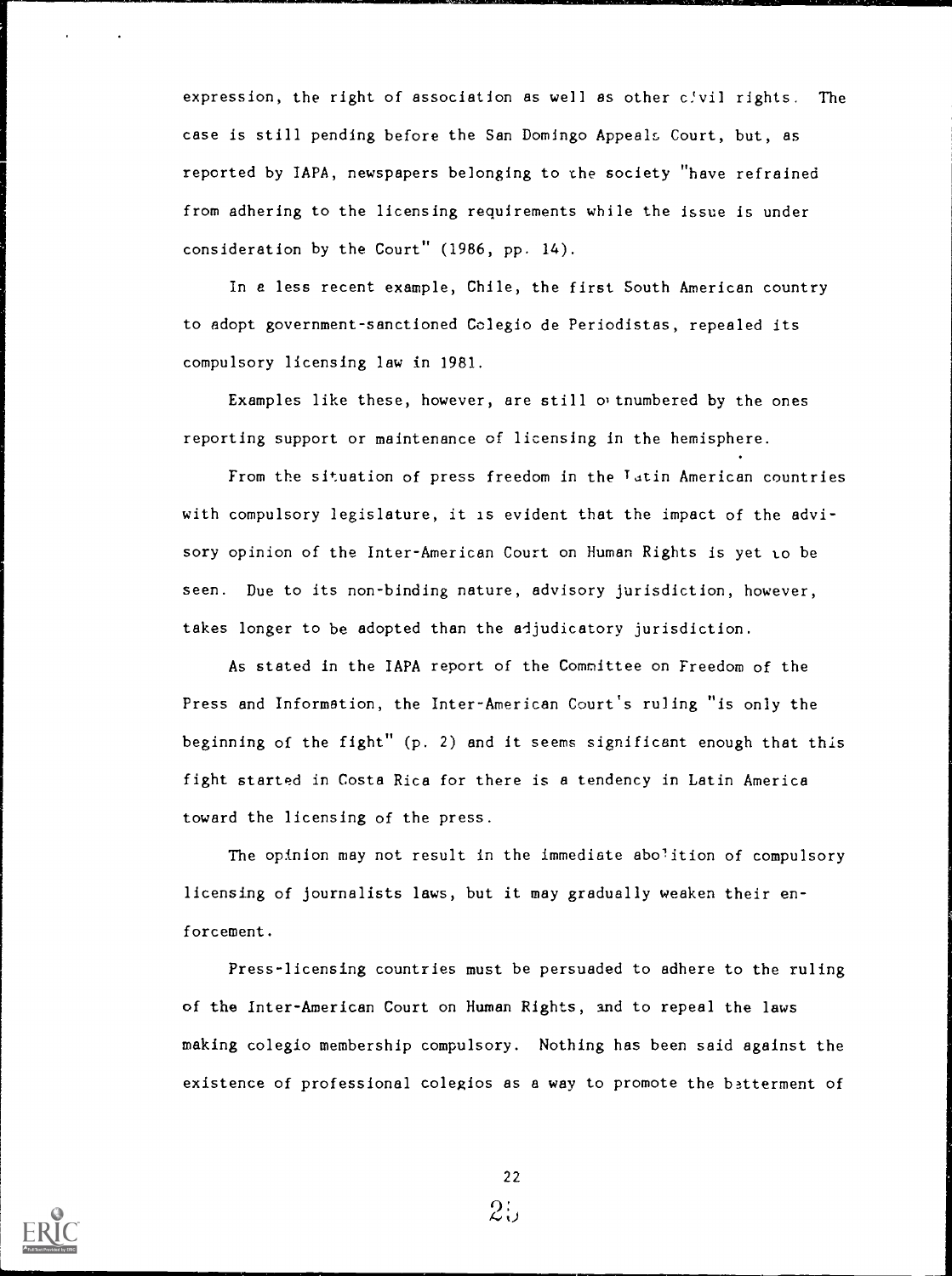expression, the right of association as well as other civil rights. The case is still pending before the San Domingo Appeals Court, but, as reported by IAPA, newspapers belonging to the society "have refrained from adhering to the licensing requirements while the issue is under consideration by the Court" (1986, pp. 14).

In a less recent example, Chile, the first South American country to adopt government-sanctioned Colegio de Periodistas, repealed its compulsory licensing law in 1981.

Examples like these, however, are still outnumbered by the ones reporting support or maintenance of licensing in the hemisphere.

From the situation of press freedom in the Latin American countries with compulsory legislature, it is evident that the impact of the advisory opinion of the Inter-American Court on Human Rights is yet to be seen. Due to its non-binding nature, advisory jurisdiction, however, takes longer to be adopted than the adjudicatory jurisdiction.

As stated in the IAPA report of the Committee on Freedom of the Press and Information, the Inter-American Court's ruling "is only the beginning of the fight" (p. 2) and it seems significant enough that this fight started in Costa Rica for there is a tendency in Latin America toward the licensing of the press.

The opinion may not result in the immediate abolition of compulsory licensing of journalists laws, but it may gradually weaken their enforcement.

Press-licensing countries must be persuaded to adhere to the ruling of the Inter-American Court on Human Rights, and to repeal the laws making colegio membership compulsory. Nothing has been said against the existence of professional colegios as a way to promote the betterment of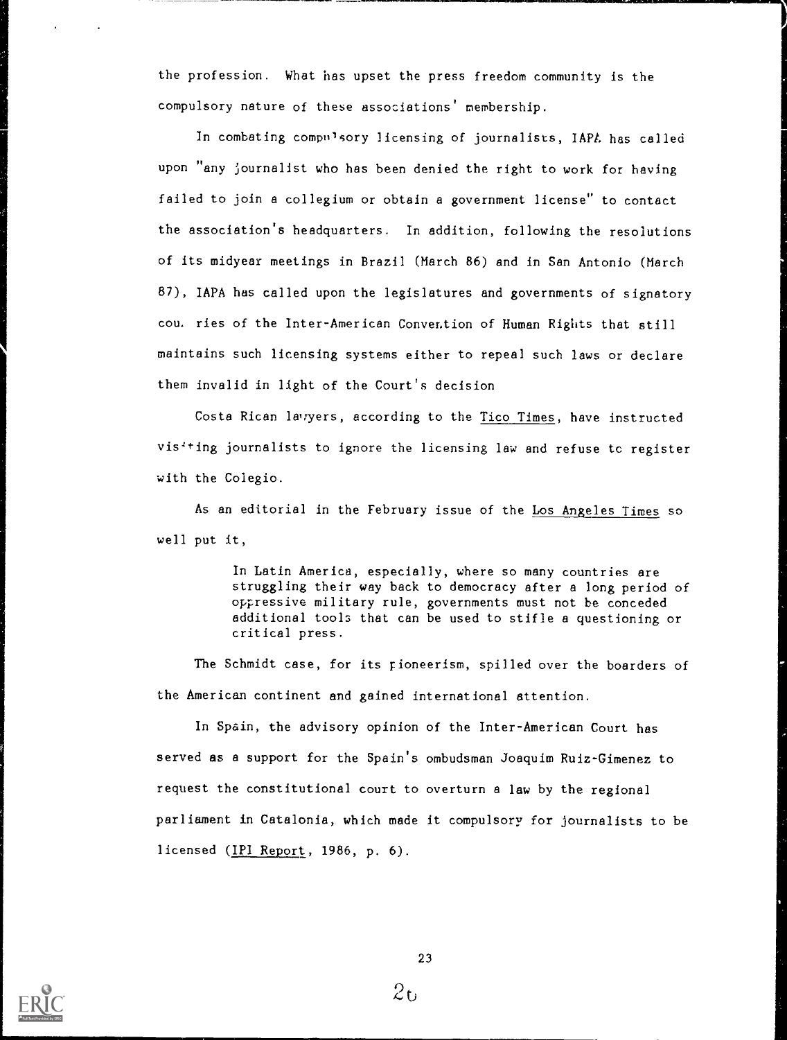the profession. What has upset the press freedom community is the compulsory nature of these associations' membership.

In combating compulsory licensing of journalists, IAPA has called upon "any journalist who has been denied the right to work for having failed to join a collegium or obtain a government license" to contact the association's headquarters. In addition, following the resolutions of its midyear meetings in Brazil (March 86) and in San Antonio (March 87), IAPA has called upon the legislatures and governments of signatory countries of the Inter-American Convention of Human Rights that still maintains such licensing systems either to repeal such laws or declare them invalid in light of the Court's decision

Costa Rican lawyers, according to the Tico Times, have instructed visiting journalists to ignore the licensing law and refuse to register with the Colegio.

As an editorial in the February issue of the Los Angeles Times so well put it,

> In Latin America, especially, where so many countries are struggling their way back to democracy after a long period of oppressive military rule, governments must not be conceded additional tools that can be used to stifle a questioning or critical press.

The Schmidt case, for its pioneerism, spilled over the boarders of the American continent and gained international attention.

In Spain, the advisory opinion of the Inter-American Court has served as a support for the Spain's ombudsman Joaquim Ruiz-Gimenez to request the constitutional court to overturn a law by the regional parliament in Catalonia, which made it compulsory for journalists to be licensed (IPI Report, 1986, p. 6).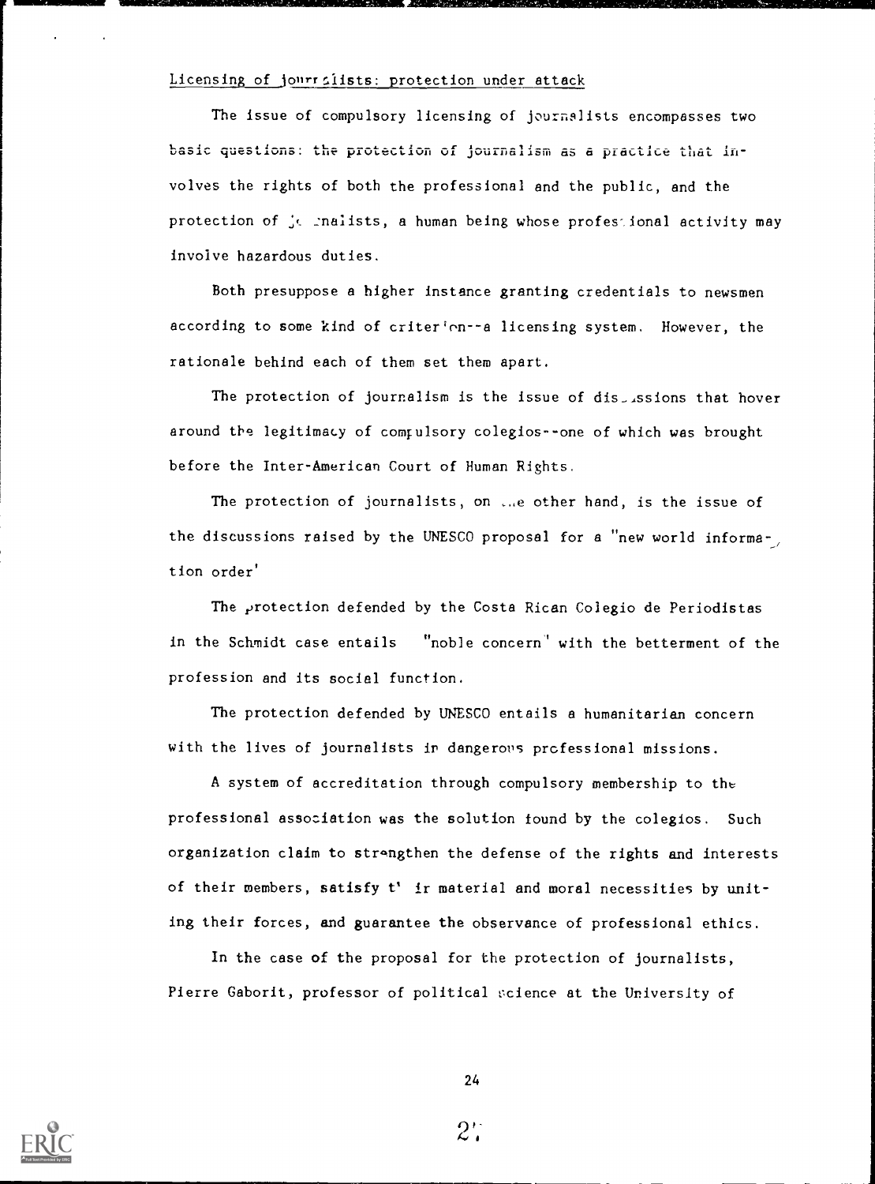Licensing of journalists: protection under attack

The issue of compulsory licensing of journalists encompasses two basic questions: the protection of journalism as a practice that involves the rights of both the professional and the public, and the protection of journalists, a human being whose professional activity may involve hazardous duties.

Both presuppose a higher instance granting credentials to newsmen according to some kind of criterion--a licensing system. However, the rationale behind each of them set them apart.

The protection of journalism is the issue of discussions that hover around the legitimacy of compulsory colegios--one of which was brought before the Inter-American Court of Human Rights.

The protection of journalists, on the other hand, is the issue of the discussions raised by the UNESCO proposal for a "new world information order'

The protection defended by the Costa Rican Colegio de Periodistas in the Schmidt case entails "noble concern" with the betterment of the profession and its social function.

The protection defended by UNESCO entails a humanitarian concern with the lives of journalists in dangerous professional missions.

A system of accreditation through compulsory membership to the professional association was the solution found by the colegios. Such organization claim to strengthen the defense of the rights and interests of their members, satisfy their material and moral necessities by uniting their forces, and guarantee the observance of professional ethics.

In the case of the proposal for the protection of journalists, Pierre Gaborit, professor of political science at the University of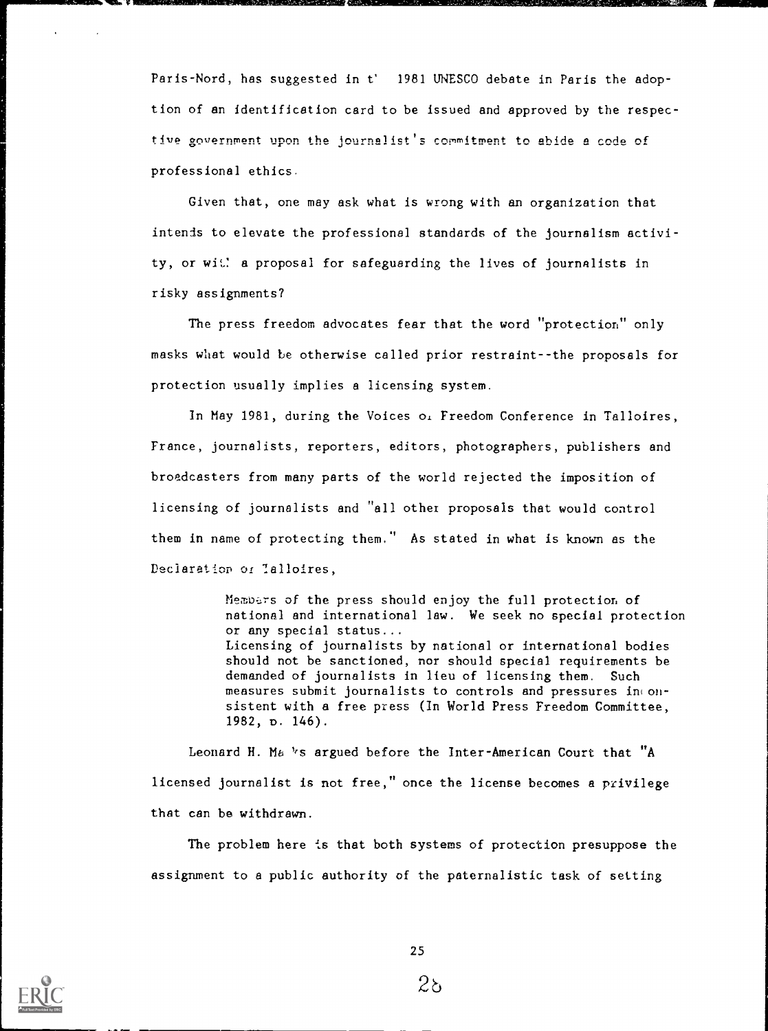Paris-Nord, has suggested in t' 1981 UNESCO debate in Paris the adoption of an identification card to be issued and approved by the respective government upon the journalist's commitment to abide a code of professional ethics.

Given that, one may ask what is wrong with an organization that intends to elevate the professional standards of the journalism activity, or with a proposal for safeguarding the lives of journalists in risky assignments?

The press freedom advocates fear that the word "protection" only masks what would be otherwise called prior restraint--the proposals for protection usually implies a licensing system.

In May 1981, during the Voices of Freedom Conference in Talloires, France, journalists, reporters, editors, photographers, publishers and broadcasters from many parts of the world rejected the imposition of licensing of journalists and "all other proposals that would control them in name of protecting them." As stated in what is known as the Declaration of Talloires,

> Members of the press should enjoy the full protection of national and international law. We seek no special protection or any special status...
> Licensing of journalists by national or international bodies should not be sanctioned, nor should special requirements be demanded of journalists in lieu of licensing them. Such measures submit journalists to controls and pressures inconsistent with a free press (In World Press Freedom Committee, 1982, p. 146).

Leonard H. Ma 's argued before the Inter-American Court that "A licensed journalist is not free," once the license becomes a privilege that can be withdrawn.

The problem here is that both systems of protection presuppose the assignment to a public authority of the paternalistic task of setting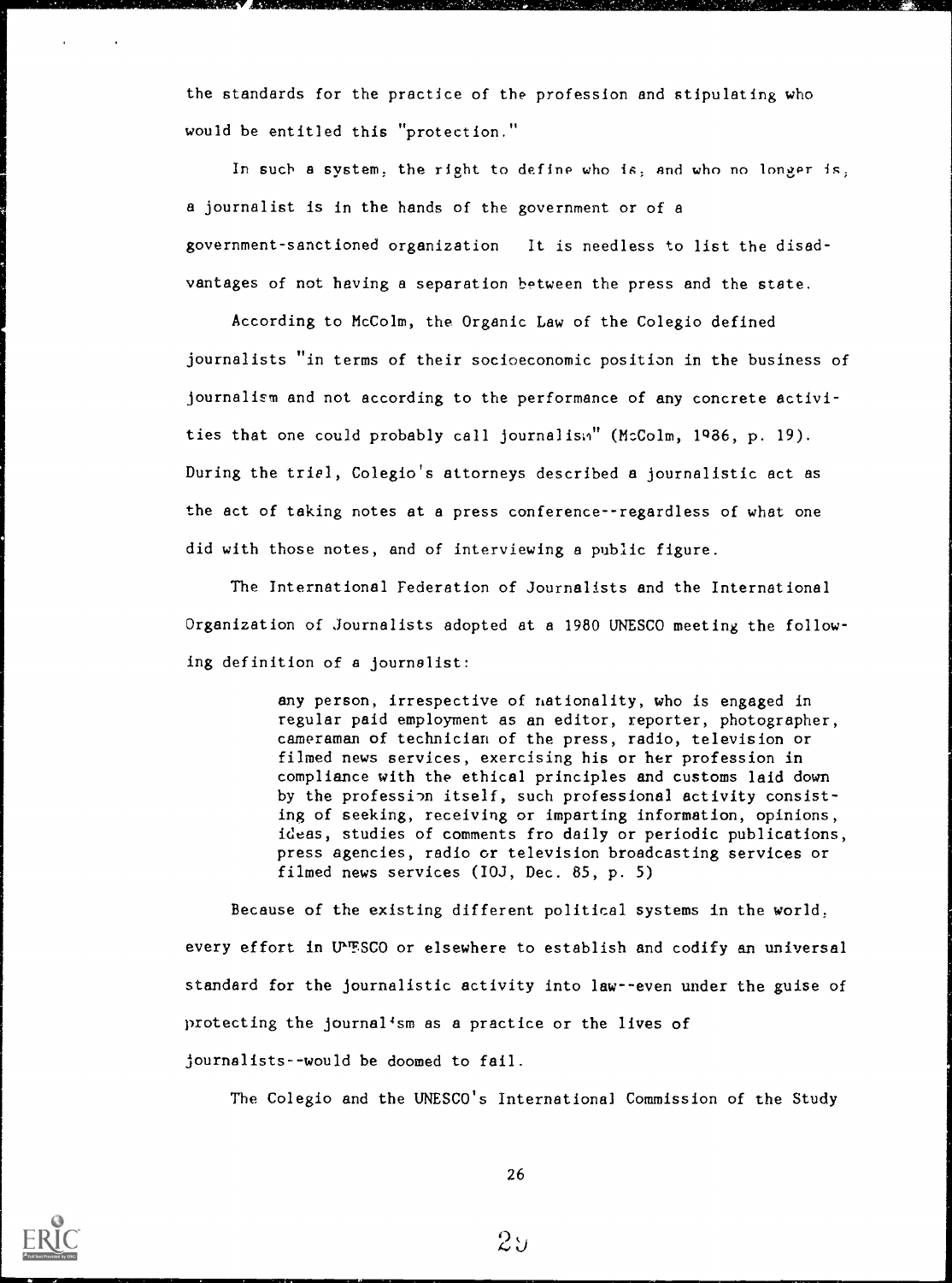the standards for the practice of the profession and stipulating who would be entitled this "protection."

In such a system, the right to define who is, and who no longer is, a journalist is in the hands of the government or of a government-sanctioned organization  It is needless to list the disadvantages of not having a separation between the press and the state.

According to McColm, the Organic Law of the Colegio defined journalists "in terms of their socioeconomic position in the business of journalism and not according to the performance of any concrete activities that one could probably call journalism" (McColm, 1986, p. 19). During the trial, Colegio's attorneys described a journalistic act as the act of taking notes at a press conference--regardless of what one did with those notes, and of interviewing a public figure.

The International Federation of Journalists and the International Organization of Journalists adopted at a 1980 UNESCO meeting the following definition of a journalist:

> any person, irrespective of nationality, who is engaged in regular paid employment as an editor, reporter, photographer, cameraman of technician of the press, radio, television or filmed news services, exercising his or her profession in compliance with the ethical principles and customs laid down by the profession itself, such professional activity consisting of seeking, receiving or imparting information, opinions, ideas, studies of comments fro daily or periodic publications, press agencies, radio or television broadcasting services or filmed news services (IOJ, Dec. 85, p. 5)

Because of the existing different political systems in the world, every effort in UNESCO or elsewhere to establish and codify an universal standard for the journalistic activity into law--even under the guise of protecting the journalism as a practice or the lives of journalists--would be doomed to fail.

The Colegio and the UNESCO's International Commission of the Study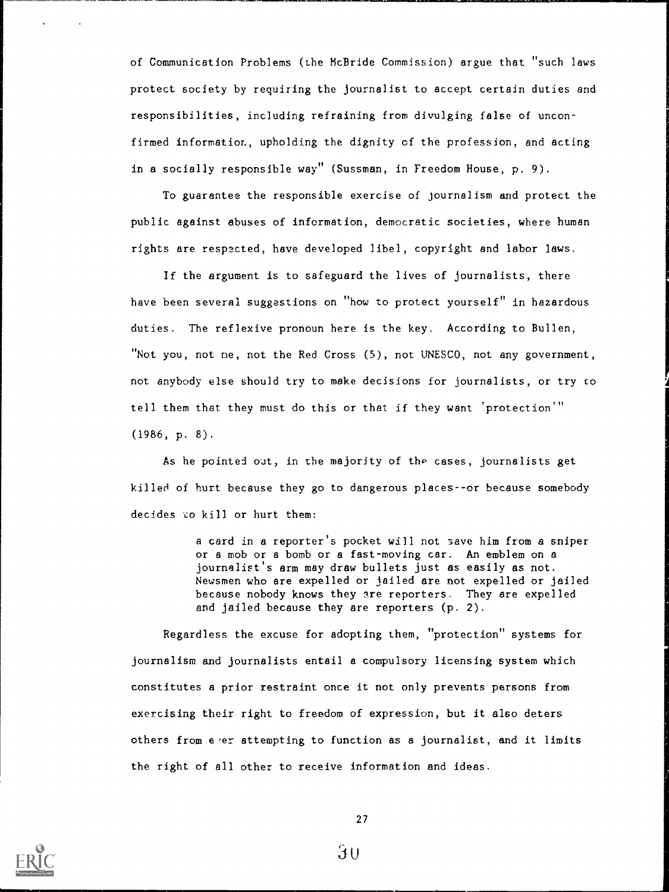of Communication Problems (the McBride Commission) argue that "such laws protect society by requiring the journalist to accept certain duties and responsibilities, including refraining from divulging false of unconfirmed information, upholding the dignity of the profession, and acting in a socially responsible way" (Sussman, in Freedom House, p. 9).

To guarantee the responsible exercise of journalism and protect the public against abuses of information, democratic societies, where human rights are respected, have developed libel, copyright and labor laws.

If the argument is to safeguard the lives of journalists, there have been several suggestions on "how to protect yourself" in hazardous duties. The reflexive pronoun here is the key. According to Bullen, "Not you, not me, not the Red Cross (5), not UNESCO, not any government, not anybody else should try to make decisions for journalists, or try to tell them that they must do this or that if they want 'protection'" (1986, p. 8).

As he pointed out, in the majority of the cases, journalists get killed of hurt because they go to dangerous places--or because somebody decides to kill or hurt them:

> a card in a reporter's pocket will not save him from a sniper or a mob or a bomb or a fast-moving car. An emblem on a journalist's arm may draw bullets just as easily as not. Newsmen who are expelled or jailed are not expelled or jailed because nobody knows they are reporters. They are expelled and jailed because they are reporters (p. 2).

Regardless the excuse for adopting them, "protection" systems for journalism and journalists entail a compulsory licensing system which constitutes a prior restraint once it not only prevents persons from exercising their right to freedom of expression, but it also deters others from ever attempting to function as a journalist, and it limits the right of all other to receive information and ideas.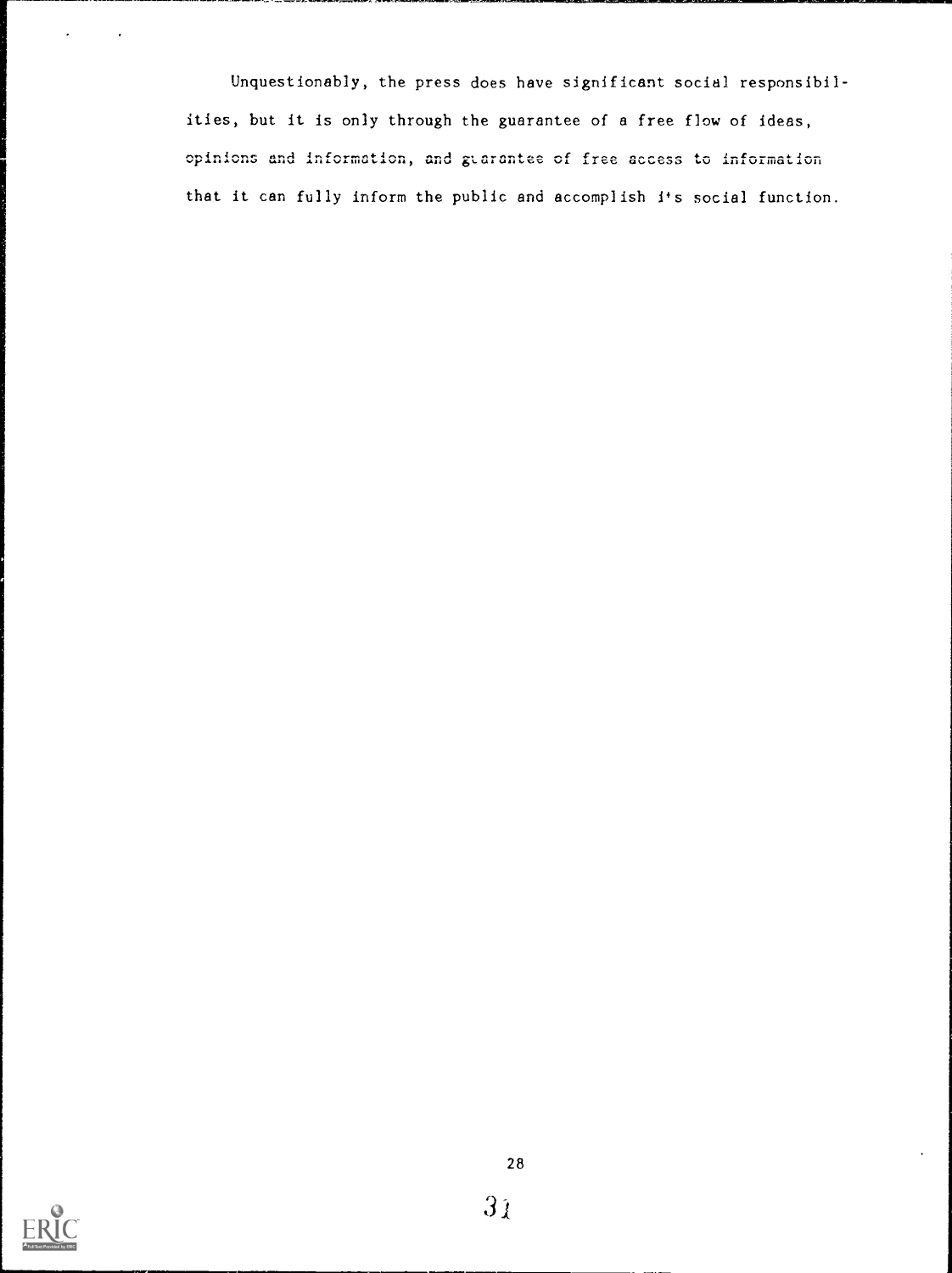Unquestionably, the press does have significant social responsibilities, but it is only through the guarantee of a free flow of ideas, opinions and information, and guarantee of free access to information that it can fully inform the public and accomplish it's social function.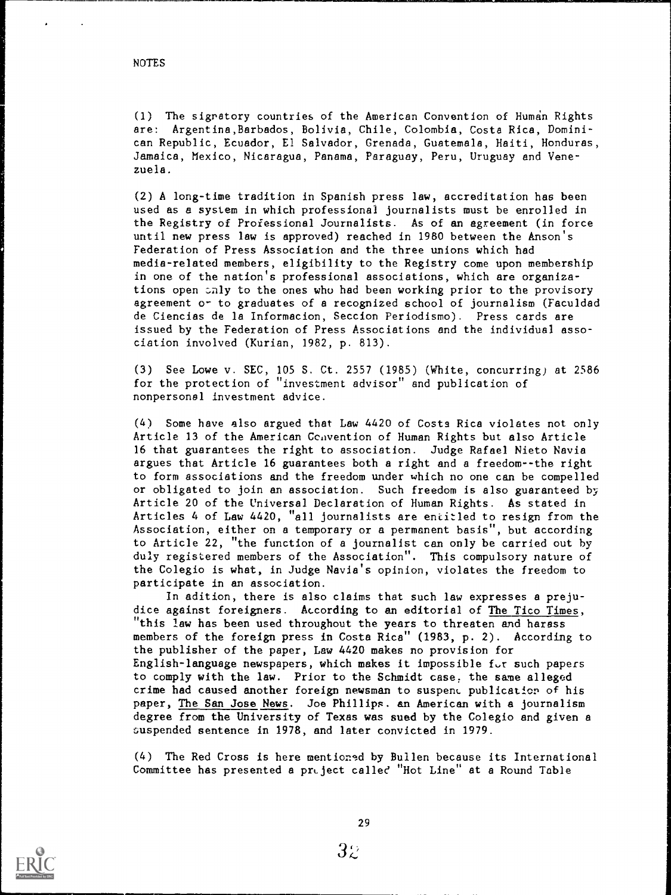NOTES

(1) The signatory countries of the American Convention of Human Rights are: Argentina, Barbados, Bolivia, Chile, Colombia, Costa Rica, Dominican Republic, Ecuador, El Salvador, Grenada, Guatemala, Haiti, Honduras, Jamaica, Mexico, Nicaragua, Panama, Paraguay, Peru, Uruguay and Venezuela.

(2) A long-time tradition in Spanish press law, accreditation has been used as a system in which professional journalists must be enrolled in the Registry of Professional Journalists. As of an agreement (in force until new press law is approved) reached in 1980 between the Anson's Federation of Press Association and the three unions which had media-related members, eligibility to the Registry come upon membership in one of the nation's professional associations, which are organizations open only to the ones who had been working prior to the provisory agreement or to graduates of a recognized school of journalism (Faculdad de Ciencias de la Informacion, Seccion Periodismo). Press cards are issued by the Federation of Press Associations and the individual association involved (Kurian, 1982, p. 813).

(3) See Lowe v. SEC, 105 S. Ct. 2557 (1985) (White, concurring) at 2586 for the protection of "investment advisor" and publication of nonpersonal investment advice.

(4) Some have also argued that Law 4420 of Costa Rica violates not only Article 13 of the American Convention of Human Rights but also Article 16 that guarantees the right to association. Judge Rafael Nieto Navia argues that Article 16 guarantees both a right and a freedom--the right to form associations and the freedom under which no one can be compelled or obligated to join an association. Such freedom is also guaranteed by Article 20 of the Universal Declaration of Human Rights. As stated in Articles 4 of Law 4420, "all journalists are entitled to resign from the Association, either on a temporary or a permanent basis", but according to Article 22, "the function of a journalist can only be carried out by duly registered members of the Association". This compulsory nature of the Colegio is what, in Judge Navia's opinion, violates the freedom to participate in an association.

In adition, there is also claims that such law expresses a prejudice against foreigners. According to an editorial of The Tico Times, "this law has been used throughout the years to threaten and harass members of the foreign press in Costa Rica" (1983, p. 2). According to the publisher of the paper, Law 4420 makes no provision for English-language newspapers, which makes it impossible for such papers to comply with the law. Prior to the Schmidt case, the same alleged crime had caused another foreign newsman to suspend publication of his paper, The San Jose News. Joe Phillips, an American with a journalism degree from the University of Texas was sued by the Colegio and given a suspended sentence in 1978, and later convicted in 1979.

(4) The Red Cross is here mentioned by Bullen because its International Committee has presented a project called "Hot Line" at a Round Table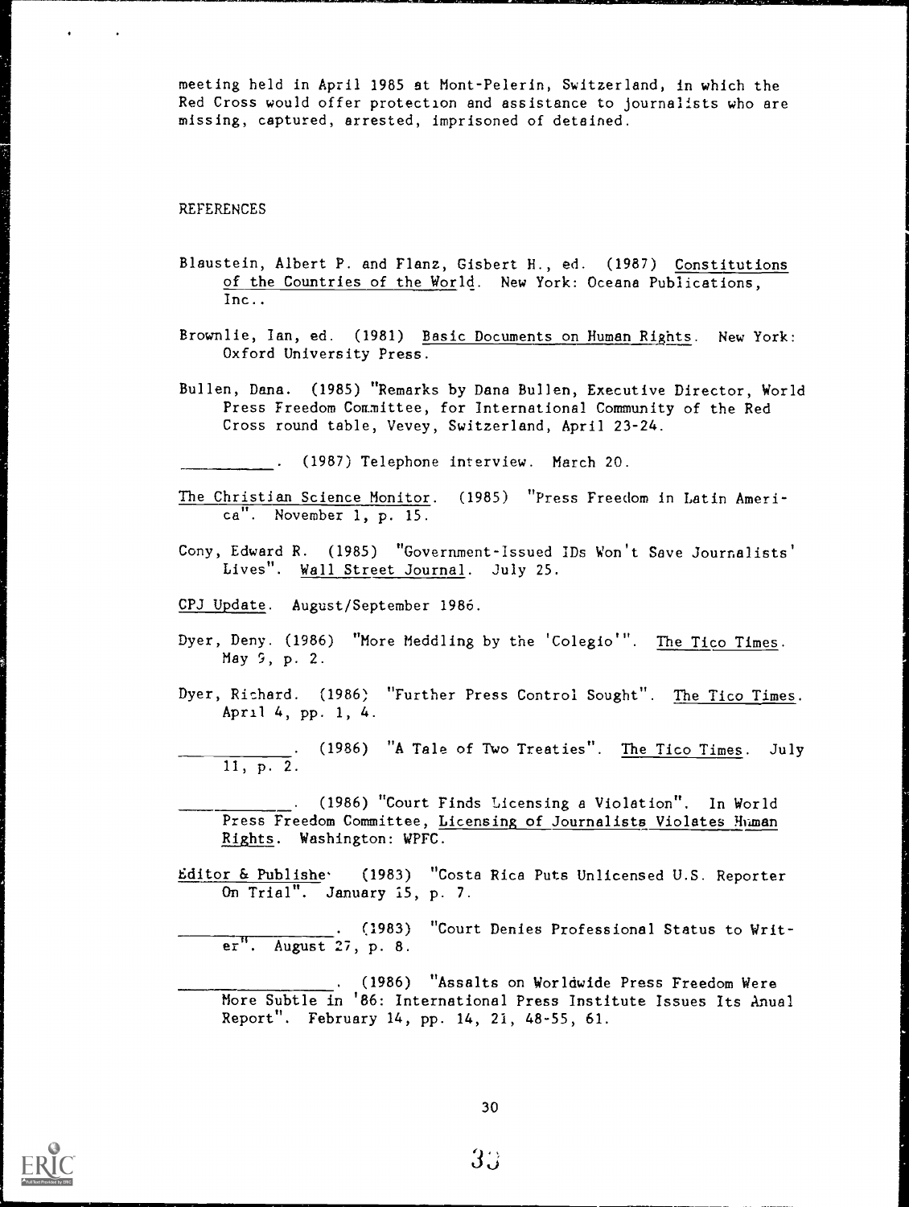meeting held in April 1985 at Mont-Pelerin, Switzerland, in which the Red Cross would offer protection and assistance to journalists who are missing, captured, arrested, imprisoned of detained.

## REFERENCES

Blaustein, Albert P. and Flanz, Gisbert H., ed. (1987) Constitutions of the Countries of the World. New York: Oceana Publications, Inc..

Brownlie, Ian, ed. (1981) Basic Documents on Human Rights. New York: Oxford University Press.

Bullen, Dana. (1985) "Remarks by Dana Bullen, Executive Director, World Press Freedom Committee, for International Community of the Red Cross round table, Vevey, Switzerland, April 23-24.

__________. (1987) Telephone interview. March 20.

The Christian Science Monitor. (1985) "Press Freedom in Latin America". November 1, p. 15.

Cony, Edward R. (1985) "Government-Issued IDs Won't Save Journalists' Lives". Wall Street Journal. July 25.

CPJ Update. August/September 1986.

Dyer, Deny. (1986) "More Meddling by the 'Colegio'". The Tico Times. May 9, p. 2.

Dyer, Richard. (1986) "Further Press Control Sought". The Tico Times. April 4, pp. 1, 4.

__________. (1986) "A Tale of Two Treaties". The Tico Times. July 11, p. 2.

__________. (1986) "Court Finds Licensing a Violation". In World Press Freedom Committee, Licensing of Journalists Violates Human Rights. Washington: WPFC.

Editor & Publisher (1983) "Costa Rica Puts Unlicensed U.S. Reporter On Trial". January 15, p. 7.

__________. (1983) "Court Denies Professional Status to Writer". August 27, p. 8.

__________. (1986) "Assalts on Worldwide Press Freedom Were More Subtle in '86: International Press Institute Issues Its Anual Report". February 14, pp. 14, 21, 48-55, 61.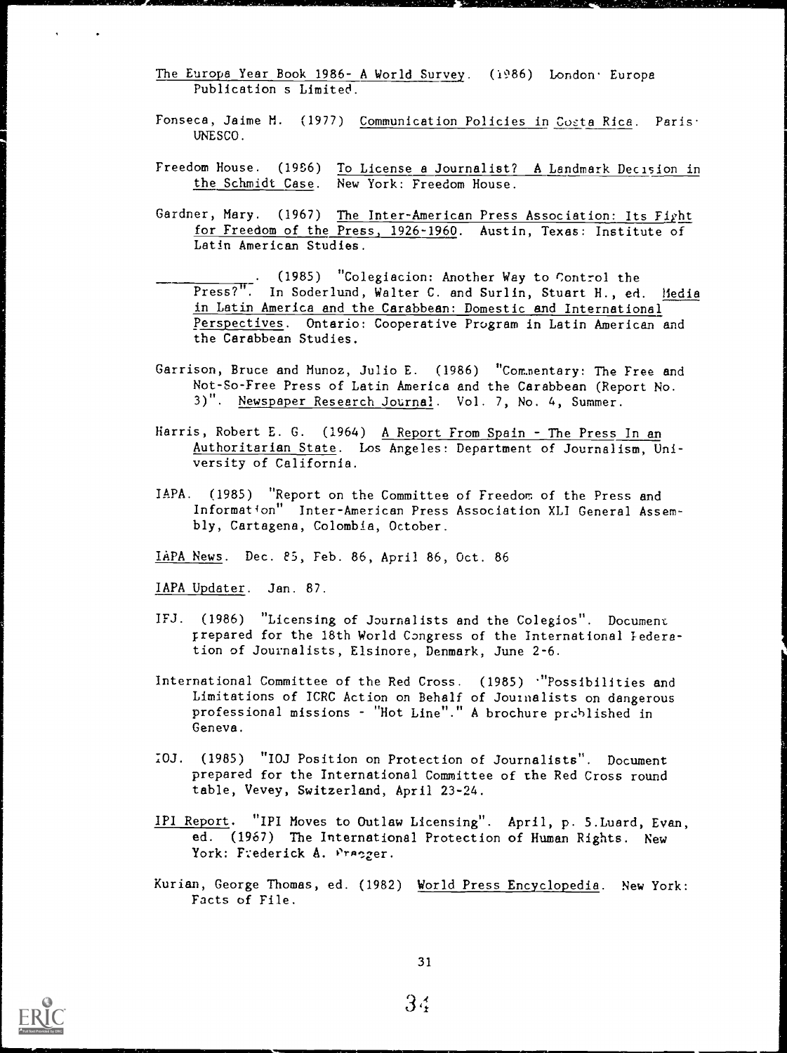The Europa Year Book 1986- A World Survey. (1986) London: Europa Publication s Limited.

Fonseca, Jaime M. (1977) Communication Policies in Costa Rica. Paris: UNESCO.

Freedom House. (1986) To License a Journalist? A Landmark Decision in the Schmidt Case. New York: Freedom House.

Gardner, Mary. (1967) The Inter-American Press Association: Its Fight for Freedom of the Press, 1926-1960. Austin, Texas: Institute of Latin American Studies.

\_\_\_\_\_\_\_\_\_\_. (1985) "Colegiacion: Another Way to Control the Press?". In Soderlund, Walter C. and Surlin, Stuart H., ed. Media in Latin America and the Carabbean: Domestic and International Perspectives. Ontario: Cooperative Program in Latin American and the Carabbean Studies.

Garrison, Bruce and Munoz, Julio E. (1986) "Commentary: The Free and Not-So-Free Press of Latin America and the Carabbean (Report No. 3)". Newspaper Research Journal. Vol. 7, No. 4, Summer.

Harris, Robert E. G. (1964) A Report From Spain - The Press In an Authoritarian State. Los Angeles: Department of Journalism, University of California.

IAPA. (1985) "Report on the Committee of Freedom of the Press and Information" Inter-American Press Association XLI General Assembly, Cartagena, Colombia, October.

IAPA News. Dec. 85, Feb. 86, April 86, Oct. 86

IAPA Updater. Jan. 87.

IFJ. (1986) "Licensing of Journalists and the Colegios". Document prepared for the 18th World Congress of the International Federation of Journalists, Elsinore, Denmark, June 2-6.

International Committee of the Red Cross. (1985) "Possibilities and Limitations of ICRC Action on Behalf of Journalists on dangerous professional missions - "Hot Line"." A brochure published in Geneva.

IOJ. (1985) "IOJ Position on Protection of Journalists". Document prepared for the International Committee of the Red Cross round table, Vevey, Switzerland, April 23-24.

IPI Report. "IPI Moves to Outlaw Licensing". April, p. 5.Luard, Evan, ed. (1967) The International Protection of Human Rights. New York: Frederick A. Praeger.

Kurian, George Thomas, ed. (1982) World Press Encyclopedia. New York: Facts of File.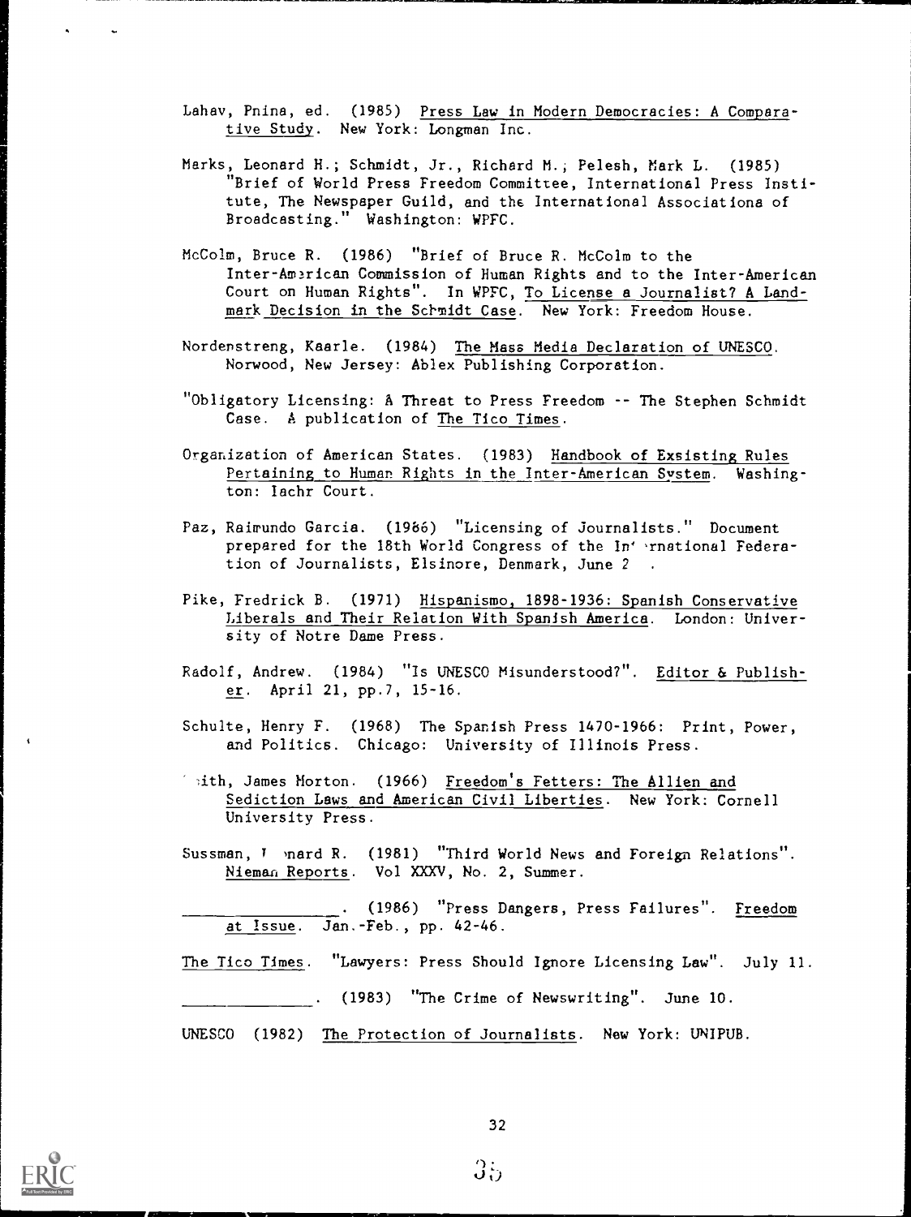Lahav, Pnina, ed. (1985) Press Law in Modern Democracies: A Comparative Study. New York: Longman Inc.

Marks, Leonard H.; Schmidt, Jr., Richard M.; Pelesh, Mark L. (1985) "Brief of World Press Freedom Committee, International Press Institute, The Newspaper Guild, and the International Associationa of Broadcasting." Washington: WPFC.

McColm, Bruce R. (1986) "Brief of Bruce R. McColm to the Inter-American Commission of Human Rights and to the Inter-American Court on Human Rights". In WPFC, To License a Journalist? A Landmark Decision in the Schmidt Case. New York: Freedom House.

Nordenstreng, Kaarle. (1984) The Mass Media Declaration of UNESCO. Norwood, New Jersey: Ablex Publishing Corporation.

"Obligatory Licensing: A Threat to Press Freedom -- The Stephen Schmidt Case. A publication of The Tico Times.

Organization of American States. (1983) Handbook of Exsisting Rules Pertaining to Human Rights in the Inter-American System. Washington: Iachr Court.

Paz, Raimundo Garcia. (1986) "Licensing of Journalists." Document prepared for the 18th World Congress of the In' 'rnational Federation of Journalists, Elsinore, Denmark, June 2 .

Pike, Fredrick B. (1971) Hispanismo, 1898-1936: Spanish Conservative Liberals and Their Relation With Spanish America. London: University of Notre Dame Press.

Radolf, Andrew. (1984) "Is UNESCO Misunderstood?". Editor & Publisher. April 21, pp.7, 15-16.

Schulte, Henry F. (1968) The Spanish Press 1470-1966: Print, Power, and Politics. Chicago: University of Illinois Press.

ith, James Morton. (1966) Freedom's Fetters: The Allien and Sediction Laws and American Civil Liberties. New York: Cornell University Press.

Sussman, I nard R. (1981) "Third World News and Foreign Relations". Nieman Reports. Vol XXXV, No. 2, Summer.

________________. (1986) "Press Dangers, Press Failures". Freedom at Issue. Jan.-Feb., pp. 42-46.

The Tico Times. "Lawyers: Press Should Ignore Licensing Law". July 11.

______________. (1983) "The Crime of Newswriting". June 10.

UNESCO (1982) The Protection of Journalists. New York: UNIPUB.